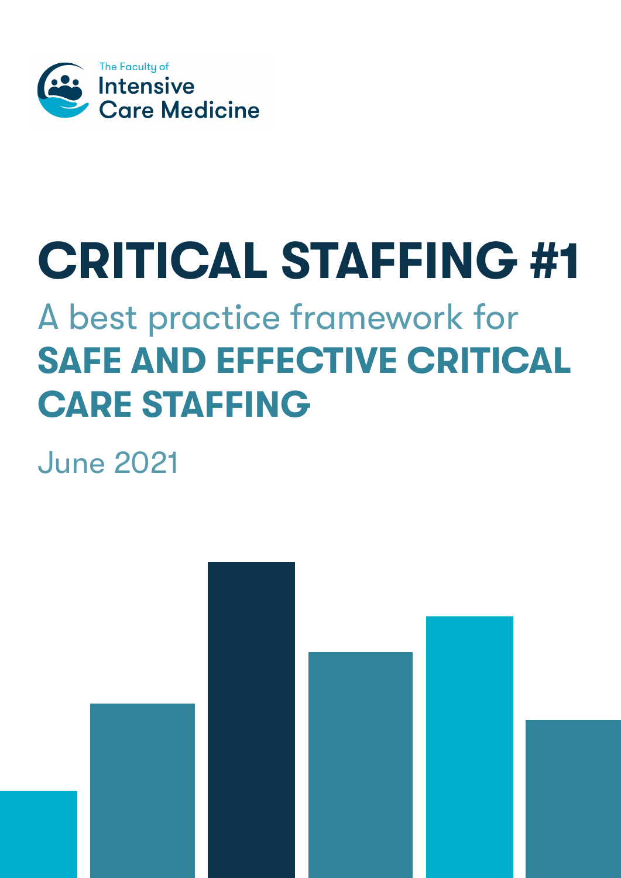The Faculty of Intensive Care Medicine

# CRITICAL STAFFING #1

## A best practice framework for **SAFE AND EFFECTIVE CRITICAL CARE STAFFING**

June 2021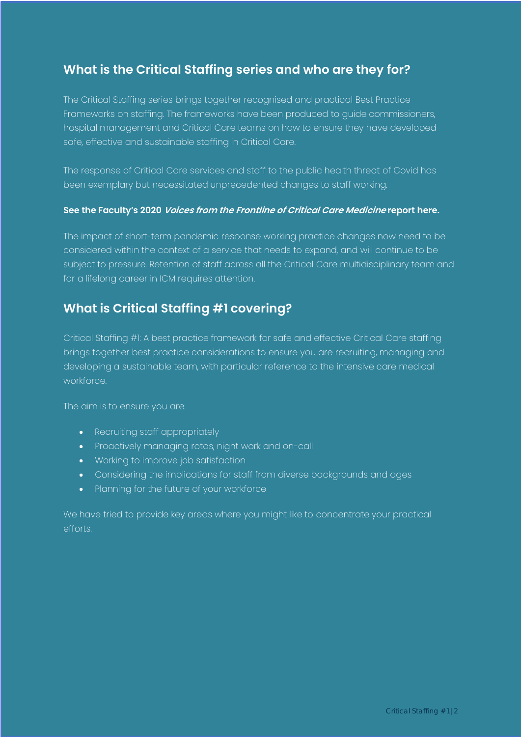## What is the Critical Staffing series and who are they for?

The Critical Staffing series brings together recognised and practical Best Practice Frameworks on staffing. The frameworks have been produced to guide commissioners, hospital management and Critical Care teams on how to ensure they have developed safe, effective and sustainable staffing in Critical Care.

The response of Critical Care services and staff to the public health threat of Covid has been exemplary but necessitated unprecedented changes to staff working.

**See the Faculty's 2020 *Voices from the Frontline of Critical Care Medicine* report here.**

The impact of short-term pandemic response working practice changes now need to be considered within the context of a service that needs to expand, and will continue to be subject to pressure. Retention of staff across all the Critical Care multidisciplinary team and for a lifelong career in ICM requires attention.

## What is Critical Staffing #1 covering?

Critical Staffing #1: A best practice framework for safe and effective Critical Care staffing brings together best practice considerations to ensure you are recruiting, managing and developing a sustainable team, with particular reference to the intensive care medical workforce.

The aim is to ensure you are:

- Recruiting staff appropriately
- Proactively managing rotas, night work and on-call
- Working to improve job satisfaction
- Considering the implications for staff from diverse backgrounds and ages
- Planning for the future of your workforce

We have tried to provide key areas where you might like to concentrate your practical efforts.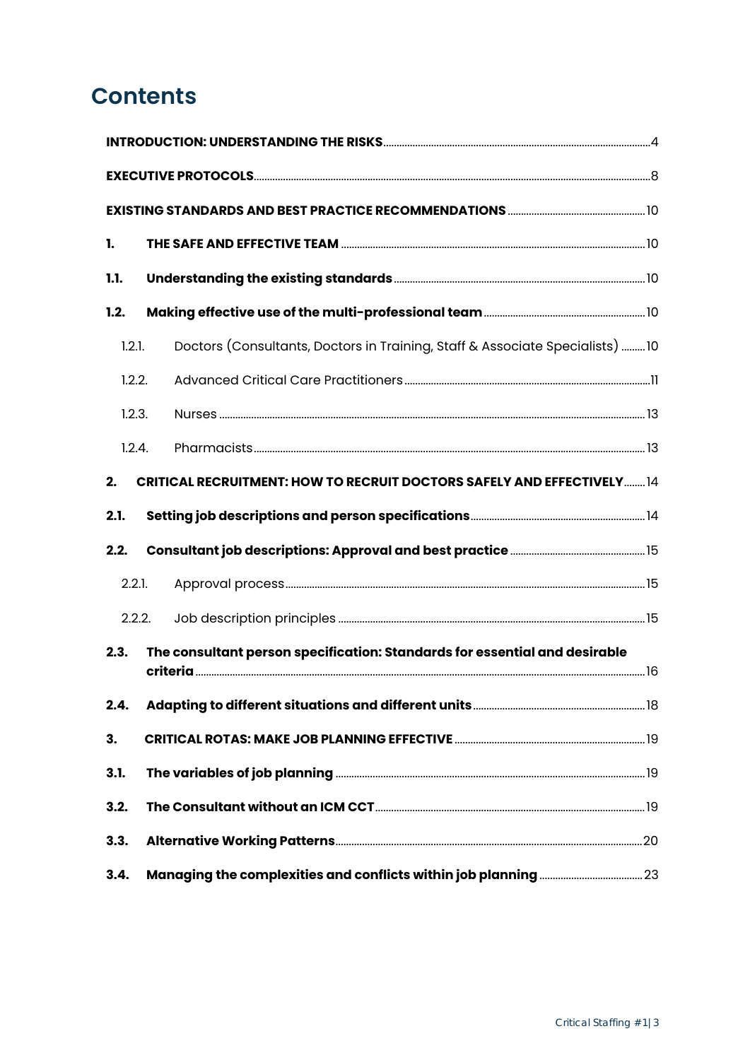# Contents

INTRODUCTION: UNDERSTANDING THE RISKS ..... 4

EXECUTIVE PROTOCOLS ..... 8

EXISTING STANDARDS AND BEST PRACTICE RECOMMENDATIONS ..... 10

1. THE SAFE AND EFFECTIVE TEAM ..... 10

1.1. Understanding the existing standards ..... 10

1.2. Making effective use of the multi-professional team ..... 10

- 1.2.1. Doctors (Consultants, Doctors in Training, Staff & Associate Specialists) ..... 10
- 1.2.2. Advanced Critical Care Practitioners ..... 11
- 1.2.3. Nurses ..... 13
- 1.2.4. Pharmacists ..... 13

2. CRITICAL RECRUITMENT: HOW TO RECRUIT DOCTORS SAFELY AND EFFECTIVELY ..... 14

2.1. Setting job descriptions and person specifications ..... 14

2.2. Consultant job descriptions: Approval and best practice ..... 15

- 2.2.1. Approval process ..... 15
- 2.2.2. Job description principles ..... 15

2.3. The consultant person specification: Standards for essential and desirable criteria ..... 16

2.4. Adapting to different situations and different units ..... 18

3. CRITICAL ROTAS: MAKE JOB PLANNING EFFECTIVE ..... 19

3.1. The variables of job planning ..... 19

3.2. The Consultant without an ICM CCT ..... 19

3.3. Alternative Working Patterns ..... 20

3.4. Managing the complexities and conflicts within job planning ..... 23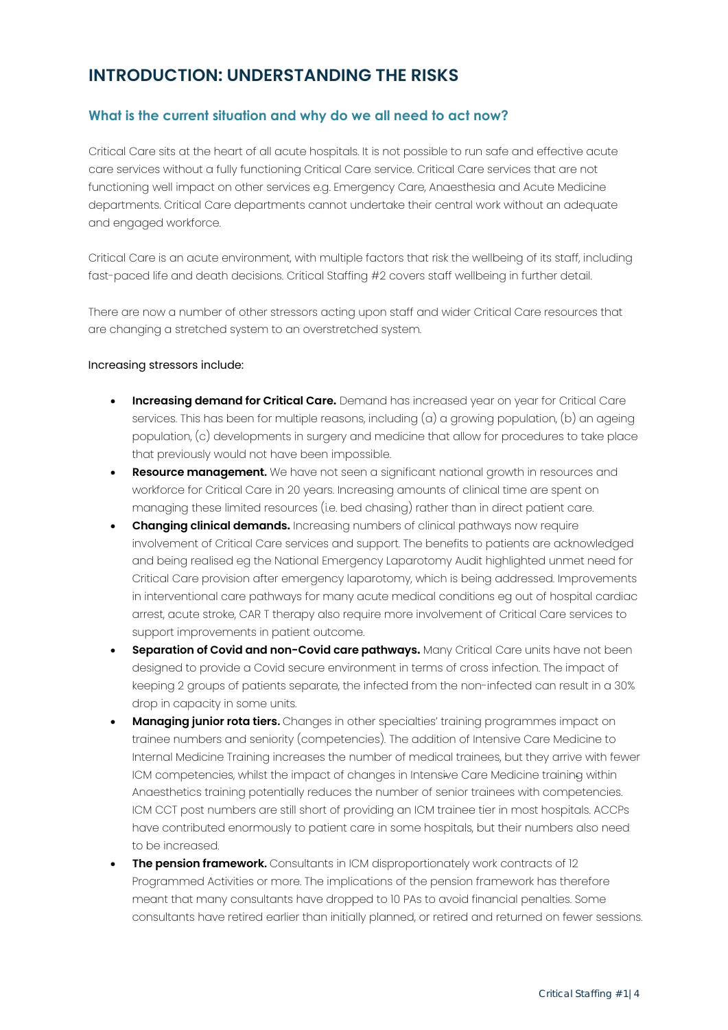# INTRODUCTION: UNDERSTANDING THE RISKS

## What is the current situation and why do we all need to act now?

Critical Care sits at the heart of all acute hospitals. It is not possible to run safe and effective acute care services without a fully functioning Critical Care service. Critical Care services that are not functioning well impact on other services e.g. Emergency Care, Anaesthesia and Acute Medicine departments. Critical Care departments cannot undertake their central work without an adequate and engaged workforce.

Critical Care is an acute environment, with multiple factors that risk the wellbeing of its staff, including fast-paced life and death decisions. Critical Staffing #2 covers staff wellbeing in further detail.

There are now a number of other stressors acting upon staff and wider Critical Care resources that are changing a stretched system to an overstretched system.

Increasing stressors include:

- **Increasing demand for Critical Care.** Demand has increased year on year for Critical Care services. This has been for multiple reasons, including (a) a growing population, (b) an ageing population, (c) developments in surgery and medicine that allow for procedures to take place that previously would not have been impossible.
- **Resource management.** We have not seen a significant national growth in resources and workforce for Critical Care in 20 years. Increasing amounts of clinical time are spent on managing these limited resources (i.e. bed chasing) rather than in direct patient care.
- **Changing clinical demands.** Increasing numbers of clinical pathways now require involvement of Critical Care services and support. The benefits to patients are acknowledged and being realised eg the National Emergency Laparotomy Audit highlighted unmet need for Critical Care provision after emergency laparotomy, which is being addressed. Improvements in interventional care pathways for many acute medical conditions eg out of hospital cardiac arrest, acute stroke, CAR T therapy also require more involvement of Critical Care services to support improvements in patient outcome.
- **Separation of Covid and non-Covid care pathways.** Many Critical Care units have not been designed to provide a Covid secure environment in terms of cross infection. The impact of keeping 2 groups of patients separate, the infected from the non-infected can result in a 30% drop in capacity in some units.
- **Managing junior rota tiers.** Changes in other specialties' training programmes impact on trainee numbers and seniority (competencies). The addition of Intensive Care Medicine to Internal Medicine Training increases the number of medical trainees, but they arrive with fewer ICM competencies, whilst the impact of changes in Intensive Care Medicine training within Anaesthetics training potentially reduces the number of senior trainees with competencies. ICM CCT post numbers are still short of providing an ICM trainee tier in most hospitals. ACCPs have contributed enormously to patient care in some hospitals, but their numbers also need to be increased.
- **The pension framework.** Consultants in ICM disproportionately work contracts of 12 Programmed Activities or more. The implications of the pension framework has therefore meant that many consultants have dropped to 10 PAs to avoid financial penalties. Some consultants have retired earlier than initially planned, or retired and returned on fewer sessions.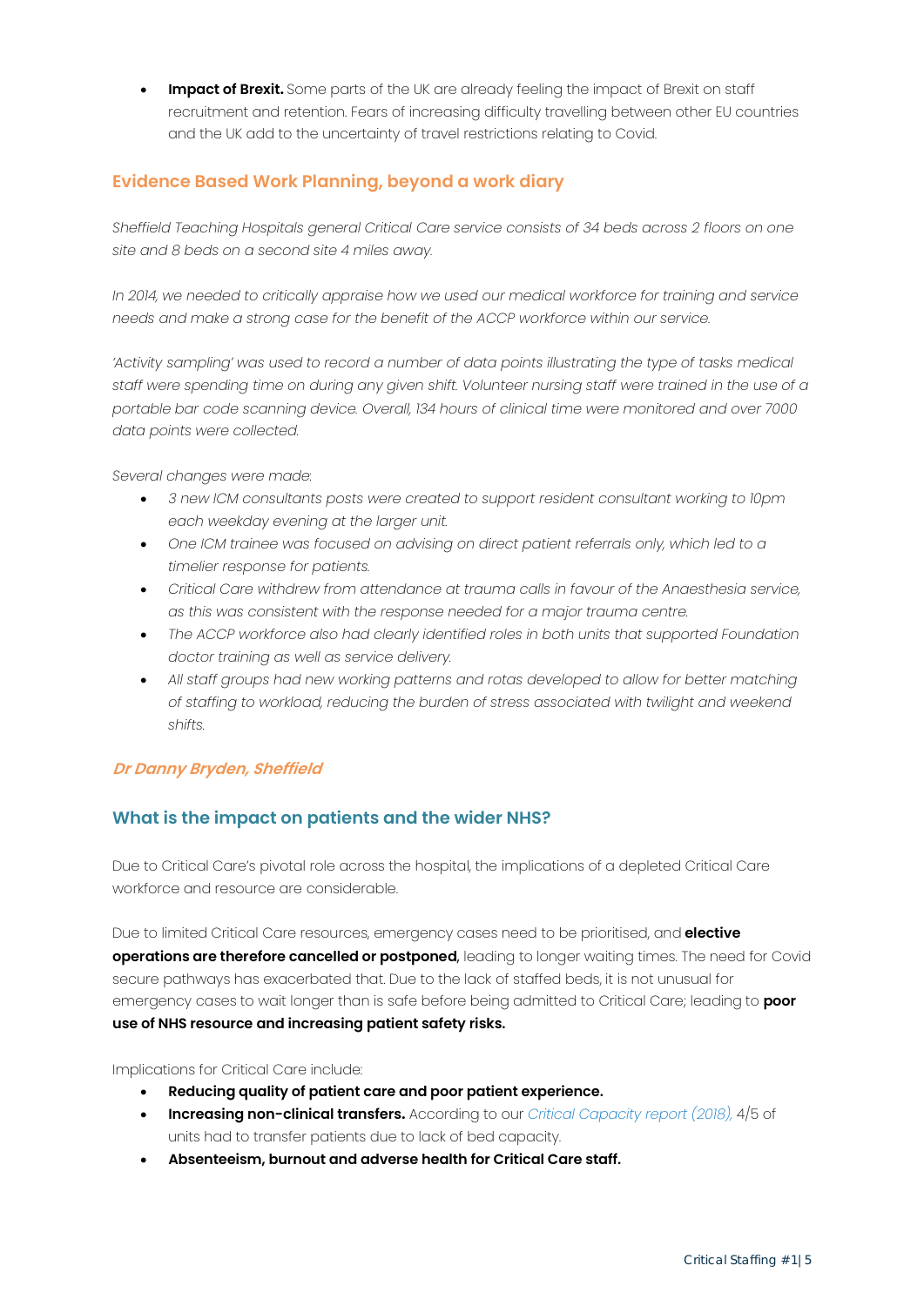- **Impact of Brexit.** Some parts of the UK are already feeling the impact of Brexit on staff recruitment and retention. Fears of increasing difficulty travelling between other EU countries and the UK add to the uncertainty of travel restrictions relating to Covid.

## Evidence Based Work Planning, beyond a work diary

*Sheffield Teaching Hospitals general Critical Care service consists of 34 beds across 2 floors on one site and 8 beds on a second site 4 miles away.*

*In 2014, we needed to critically appraise how we used our medical workforce for training and service needs and make a strong case for the benefit of the ACCP workforce within our service.*

*'Activity sampling' was used to record a number of data points illustrating the type of tasks medical staff were spending time on during any given shift. Volunteer nursing staff were trained in the use of a portable bar code scanning device. Overall, 134 hours of clinical time were monitored and over 7000 data points were collected.*

*Several changes were made:*

- *3 new ICM consultants posts were created to support resident consultant working to 10pm each weekday evening at the larger unit.*
- *One ICM trainee was focused on advising on direct patient referrals only, which led to a timelier response for patients.*
- *Critical Care withdrew from attendance at trauma calls in favour of the Anaesthesia service, as this was consistent with the response needed for a major trauma centre.*
- *The ACCP workforce also had clearly identified roles in both units that supported Foundation doctor training as well as service delivery.*
- *All staff groups had new working patterns and rotas developed to allow for better matching of staffing to workload, reducing the burden of stress associated with twilight and weekend shifts.*

***Dr Danny Bryden, Sheffield***

## What is the impact on patients and the wider NHS?

Due to Critical Care's pivotal role across the hospital, the implications of a depleted Critical Care workforce and resource are considerable.

Due to limited Critical Care resources, emergency cases need to be prioritised, and **elective operations are therefore cancelled or postponed**, leading to longer waiting times. The need for Covid secure pathways has exacerbated that. Due to the lack of staffed beds, it is not unusual for emergency cases to wait longer than is safe before being admitted to Critical Care; leading to **poor use of NHS resource and increasing patient safety risks.**

Implications for Critical Care include:

- **Reducing quality of patient care and poor patient experience.**
- **Increasing non-clinical transfers.** According to our *Critical Capacity report (2018)*, 4/5 of units had to transfer patients due to lack of bed capacity.
- **Absenteeism, burnout and adverse health for Critical Care staff.**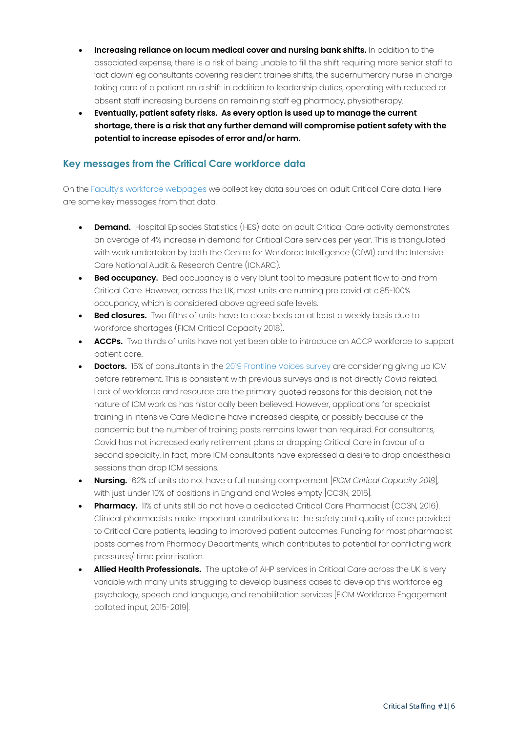- **Increasing reliance on locum medical cover and nursing bank shifts.** In addition to the associated expense, there is a risk of being unable to fill the shift requiring more senior staff to 'act down' eg consultants covering resident trainee shifts, the supernumerary nurse in charge taking care of a patient on a shift in addition to leadership duties, operating with reduced or absent staff increasing burdens on remaining staff eg pharmacy, physiotherapy.
- **Eventually, patient safety risks. As every option is used up to manage the current shortage, there is a risk that any further demand will compromise patient safety with the potential to increase episodes of error and/or harm.**

## Key messages from the Critical Care workforce data

On the Faculty's workforce webpages we collect key data sources on adult Critical Care data. Here are some key messages from that data.

- **Demand.** Hospital Episodes Statistics (HES) data on adult Critical Care activity demonstrates an average of 4% increase in demand for Critical Care services per year. This is triangulated with work undertaken by both the Centre for Workforce Intelligence (CfWI) and the Intensive Care National Audit & Research Centre (ICNARC).
- **Bed occupancy.** Bed occupancy is a very blunt tool to measure patient flow to and from Critical Care. However, across the UK, most units are running pre covid at c.85-100% occupancy, which is considered above agreed safe levels.
- **Bed closures.** Two fifths of units have to close beds on at least a weekly basis due to workforce shortages (FICM Critical Capacity 2018).
- **ACCPs.** Two thirds of units have not yet been able to introduce an ACCP workforce to support patient care.
- **Doctors.** 15% of consultants in the 2019 Frontline Voices survey are considering giving up ICM before retirement. This is consistent with previous surveys and is not directly Covid related. Lack of workforce and resource are the primary quoted reasons for this decision, not the nature of ICM work as has historically been believed. However, applications for specialist training in Intensive Care Medicine have increased despite, or possibly because of the pandemic but the number of training posts remains lower than required. For consultants, Covid has not increased early retirement plans or dropping Critical Care in favour of a second specialty. In fact, more ICM consultants have expressed a desire to drop anaesthesia sessions than drop ICM sessions.
- **Nursing.** 62% of units do not have a full nursing complement [*FICM Critical Capacity 2018*], with just under 10% of positions in England and Wales empty [CC3N, 2016].
- **Pharmacy.** 11% of units still do not have a dedicated Critical Care Pharmacist (CC3N, 2016). Clinical pharmacists make important contributions to the safety and quality of care provided to Critical Care patients, leading to improved patient outcomes. Funding for most pharmacist posts comes from Pharmacy Departments, which contributes to potential for conflicting work pressures/ time prioritisation.
- **Allied Health Professionals.** The uptake of AHP services in Critical Care across the UK is very variable with many units struggling to develop business cases to develop this workforce eg psychology, speech and language, and rehabilitation services [FICM Workforce Engagement collated input, 2015-2019].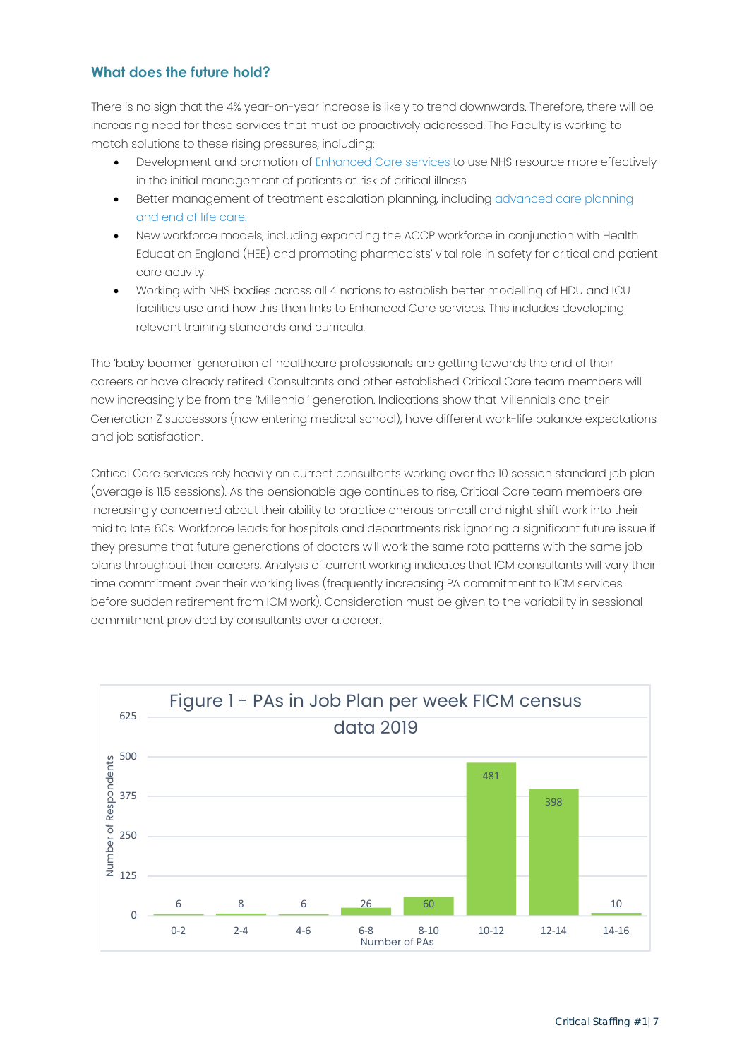## What does the future hold?

There is no sign that the 4% year-on-year increase is likely to trend downwards. Therefore, there will be increasing need for these services that must be proactively addressed. The Faculty is working to match solutions to these rising pressures, including:

- Development and promotion of Enhanced Care services to use NHS resource more effectively in the initial management of patients at risk of critical illness
- Better management of treatment escalation planning, including advanced care planning and end of life care.
- New workforce models, including expanding the ACCP workforce in conjunction with Health Education England (HEE) and promoting pharmacists' vital role in safety for critical and patient care activity.
- Working with NHS bodies across all 4 nations to establish better modelling of HDU and ICU facilities use and how this then links to Enhanced Care services. This includes developing relevant training standards and curricula.

The 'baby boomer' generation of healthcare professionals are getting towards the end of their careers or have already retired. Consultants and other established Critical Care team members will now increasingly be from the 'Millennial' generation. Indications show that Millennials and their Generation Z successors (now entering medical school), have different work-life balance expectations and job satisfaction.

Critical Care services rely heavily on current consultants working over the 10 session standard job plan (average is 11.5 sessions). As the pensionable age continues to rise, Critical Care team members are increasingly concerned about their ability to practice onerous on-call and night shift work into their mid to late 60s. Workforce leads for hospitals and departments risk ignoring a significant future issue if they presume that future generations of doctors will work the same rota patterns with the same job plans throughout their careers. Analysis of current working indicates that ICM consultants will vary their time commitment over their working lives (frequently increasing PA commitment to ICM services before sudden retirement from ICM work). Consideration must be given to the variability in sessional commitment provided by consultants over a career.

Figure 1 - PAs in Job Plan per week FICM census data 2019

| Number of PAs | Number of Respondents |
|---|---|
| 0-2 | 6 |
| 2-4 | 8 |
| 4-6 | 6 |
| 6-8 | 26 |
| 8-10 | 60 |
| 10-12 | 481 |
| 12-14 | 398 |
| 14-16 | 10 |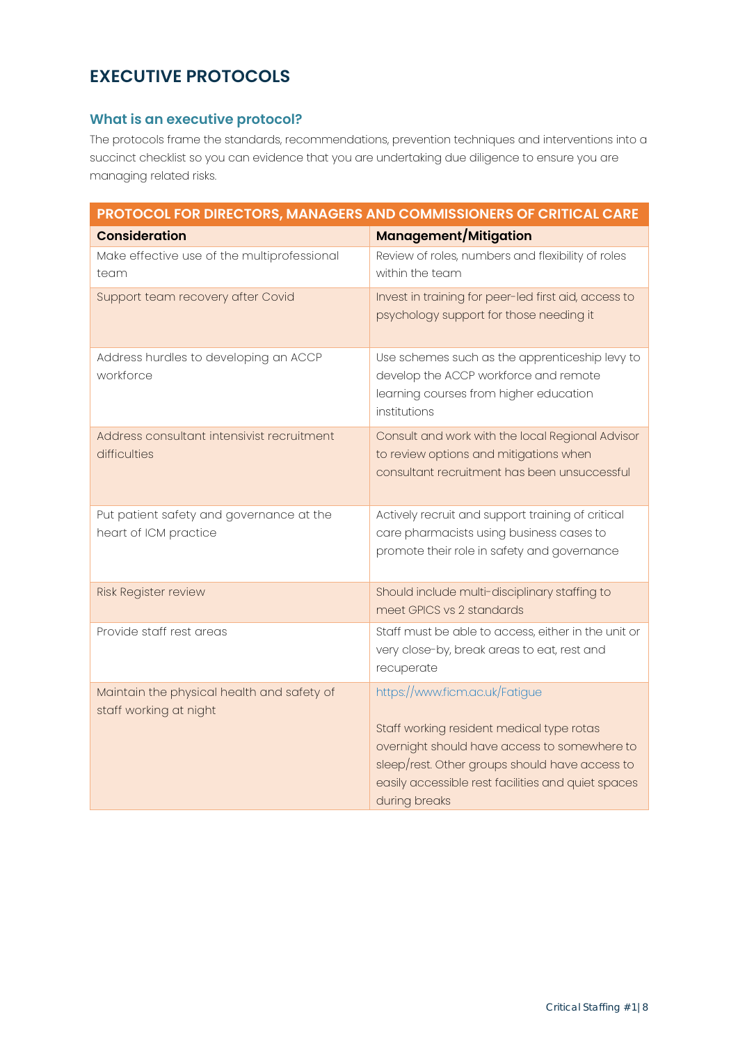# EXECUTIVE PROTOCOLS

## What is an executive protocol?

The protocols frame the standards, recommendations, prevention techniques and interventions into a succinct checklist so you can evidence that you are undertaking due diligence to ensure you are managing related risks.

| PROTOCOL FOR DIRECTORS, MANAGERS AND COMMISSIONERS OF CRITICAL CARE | |
|---|---|
| **Consideration** | **Management/Mitigation** |
| Make effective use of the multiprofessional team | Review of roles, numbers and flexibility of roles within the team |
| Support team recovery after Covid | Invest in training for peer-led first aid, access to psychology support for those needing it |
| Address hurdles to developing an ACCP workforce | Use schemes such as the apprenticeship levy to develop the ACCP workforce and remote learning courses from higher education institutions |
| Address consultant intensivist recruitment difficulties | Consult and work with the local Regional Advisor to review options and mitigations when consultant recruitment has been unsuccessful |
| Put patient safety and governance at the heart of ICM practice | Actively recruit and support training of critical care pharmacists using business cases to promote their role in safety and governance |
| Risk Register review | Should include multi-disciplinary staffing to meet GPICS vs 2 standards |
| Provide staff rest areas | Staff must be able to access, either in the unit or very close-by, break areas to eat, rest and recuperate |
| Maintain the physical health and safety of staff working at night | https://www.ficm.ac.uk/Fatigue<br><br>Staff working resident medical type rotas overnight should have access to somewhere to sleep/rest. Other groups should have access to easily accessible rest facilities and quiet spaces during breaks |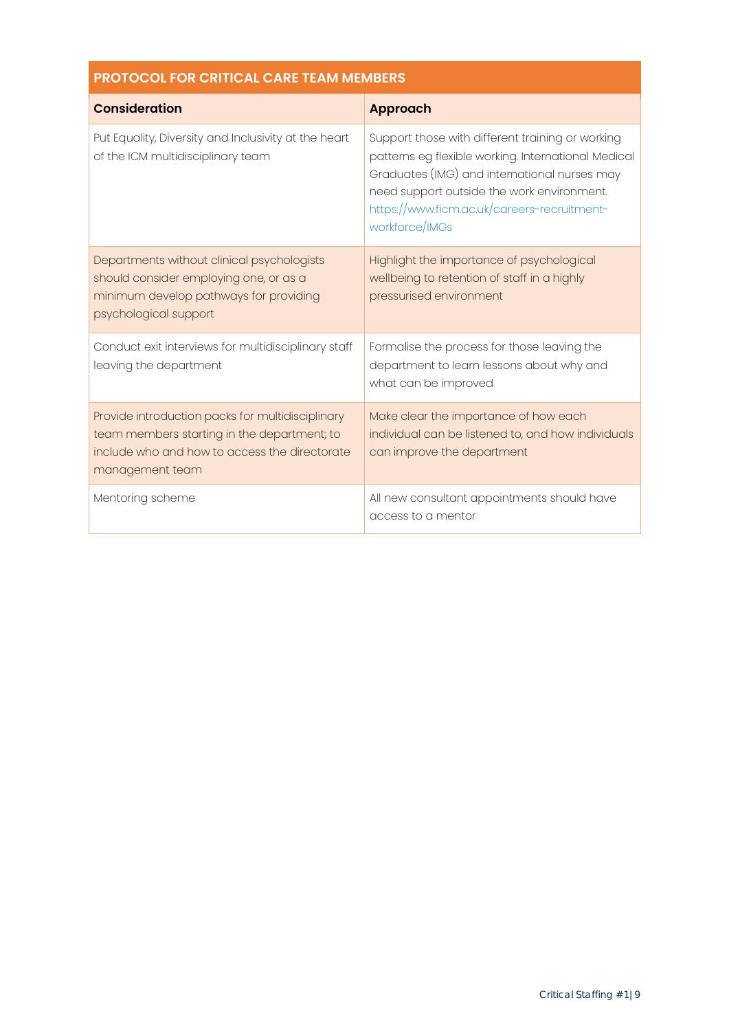| PROTOCOL FOR CRITICAL CARE TEAM MEMBERS | |
|---|---|
| **Consideration** | **Approach** |
| Put Equality, Diversity and Inclusivity at the heart of the ICM multidisciplinary team | Support those with different training or working patterns eg flexible working. International Medical Graduates (IMG) and international nurses may need support outside the work environment. https://www.ficm.ac.uk/careers-recruitment-workforce/IMGs |
| Departments without clinical psychologists should consider employing one, or as a minimum develop pathways for providing psychological support | Highlight the importance of psychological wellbeing to retention of staff in a highly pressurised environment |
| Conduct exit interviews for multidisciplinary staff leaving the department | Formalise the process for those leaving the department to learn lessons about why and what can be improved |
| Provide introduction packs for multidisciplinary team members starting in the department; to include who and how to access the directorate management team | Make clear the importance of how each individual can be listened to, and how individuals can improve the department |
| Mentoring scheme | All new consultant appointments should have access to a mentor |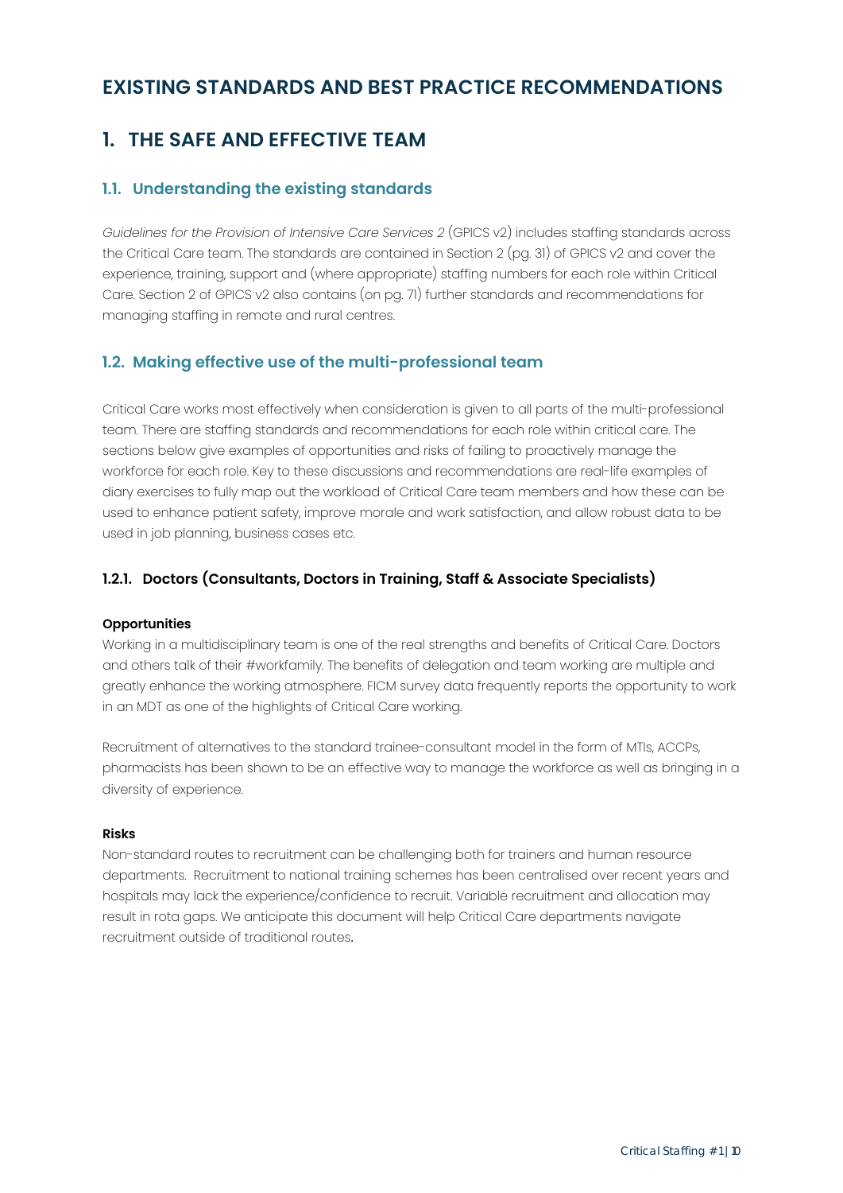# EXISTING STANDARDS AND BEST PRACTICE RECOMMENDATIONS

# 1. THE SAFE AND EFFECTIVE TEAM

## 1.1. Understanding the existing standards

*Guidelines for the Provision of Intensive Care Services 2* (GPICS v2) includes staffing standards across the Critical Care team. The standards are contained in Section 2 (pg. 31) of GPICS v2 and cover the experience, training, support and (where appropriate) staffing numbers for each role within Critical Care. Section 2 of GPICS v2 also contains (on pg. 71) further standards and recommendations for managing staffing in remote and rural centres.

## 1.2. Making effective use of the multi-professional team

Critical Care works most effectively when consideration is given to all parts of the multi-professional team. There are staffing standards and recommendations for each role within critical care. The sections below give examples of opportunities and risks of failing to proactively manage the workforce for each role. Key to these discussions and recommendations are real-life examples of diary exercises to fully map out the workload of Critical Care team members and how these can be used to enhance patient safety, improve morale and work satisfaction, and allow robust data to be used in job planning, business cases etc.

### 1.2.1. Doctors (Consultants, Doctors in Training, Staff & Associate Specialists)

**Opportunities**

Working in a multidisciplinary team is one of the real strengths and benefits of Critical Care. Doctors and others talk of their #workfamily. The benefits of delegation and team working are multiple and greatly enhance the working atmosphere. FICM survey data frequently reports the opportunity to work in an MDT as one of the highlights of Critical Care working.

Recruitment of alternatives to the standard trainee-consultant model in the form of MTIs, ACCPs, pharmacists has been shown to be an effective way to manage the workforce as well as bringing in a diversity of experience.

**Risks**

Non-standard routes to recruitment can be challenging both for trainers and human resource departments. Recruitment to national training schemes has been centralised over recent years and hospitals may lack the experience/confidence to recruit. Variable recruitment and allocation may result in rota gaps. We anticipate this document will help Critical Care departments navigate recruitment outside of traditional routes.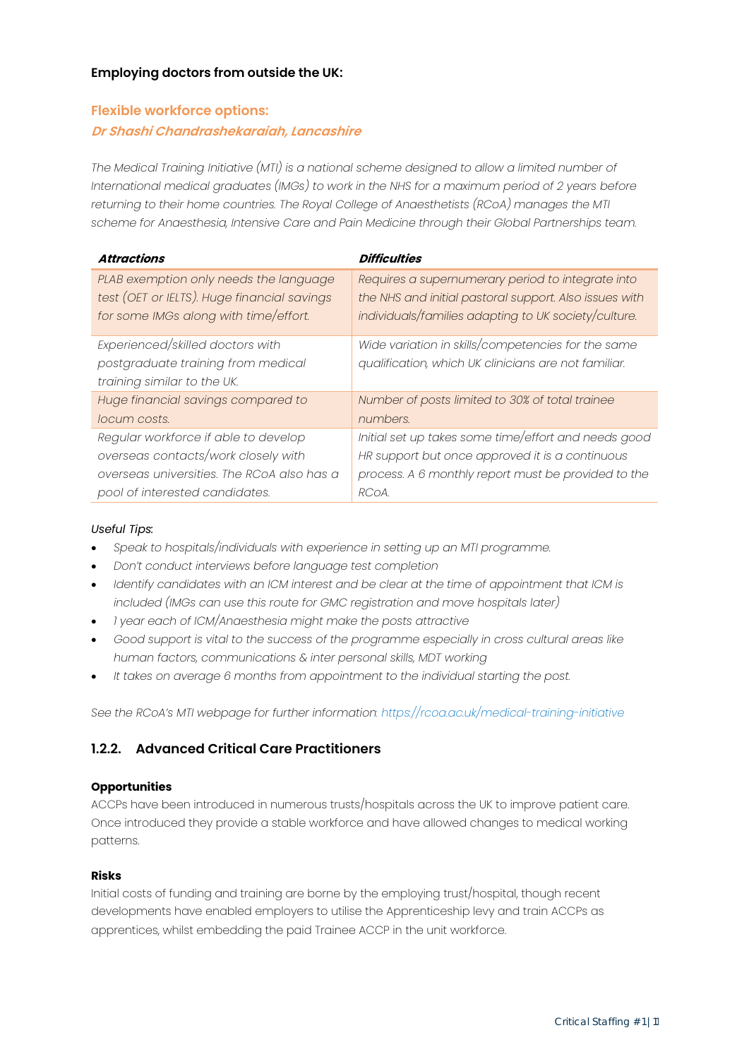**Employing doctors from outside the UK:**

### Flexible workforce options:

***Dr Shashi Chandrashekaraiah, Lancashire***

*The Medical Training Initiative (MTI) is a national scheme designed to allow a limited number of International medical graduates (IMGs) to work in the NHS for a maximum period of 2 years before returning to their home countries. The Royal College of Anaesthetists (RCoA) manages the MTI scheme for Anaesthesia, Intensive Care and Pain Medicine through their Global Partnerships team.*

| ***Attractions*** | ***Difficulties*** |
|---|---|
| *PLAB exemption only needs the language test (OET or IELTS). Huge financial savings for some IMGs along with time/effort.* | *Requires a supernumerary period to integrate into the NHS and initial pastoral support. Also issues with individuals/families adapting to UK society/culture.* |
| *Experienced/skilled doctors with postgraduate training from medical training similar to the UK.* | *Wide variation in skills/competencies for the same qualification, which UK clinicians are not familiar.* |
| *Huge financial savings compared to locum costs.* | *Number of posts limited to 30% of total trainee numbers.* |
| *Regular workforce if able to develop overseas contacts/work closely with overseas universities. The RCoA also has a pool of interested candidates.* | *Initial set up takes some time/effort and needs good HR support but once approved it is a continuous process. A 6 monthly report must be provided to the RCoA.* |

*Useful Tips:*

- *Speak to hospitals/individuals with experience in setting up an MTI programme.*
- *Don't conduct interviews before language test completion*
- *Identify candidates with an ICM interest and be clear at the time of appointment that ICM is included (IMGs can use this route for GMC registration and move hospitals later)*
- *1 year each of ICM/Anaesthesia might make the posts attractive*
- *Good support is vital to the success of the programme especially in cross cultural areas like human factors, communications & inter personal skills, MDT working*
- *It takes on average 6 months from appointment to the individual starting the post.*

*See the RCoA's MTI webpage for further information: https://rcoa.ac.uk/medical-training-initiative*

## 1.2.2. Advanced Critical Care Practitioners

**Opportunities**

ACCPs have been introduced in numerous trusts/hospitals across the UK to improve patient care. Once introduced they provide a stable workforce and have allowed changes to medical working patterns.

**Risks**

Initial costs of funding and training are borne by the employing trust/hospital, though recent developments have enabled employers to utilise the Apprenticeship levy and train ACCPs as apprentices, whilst embedding the paid Trainee ACCP in the unit workforce.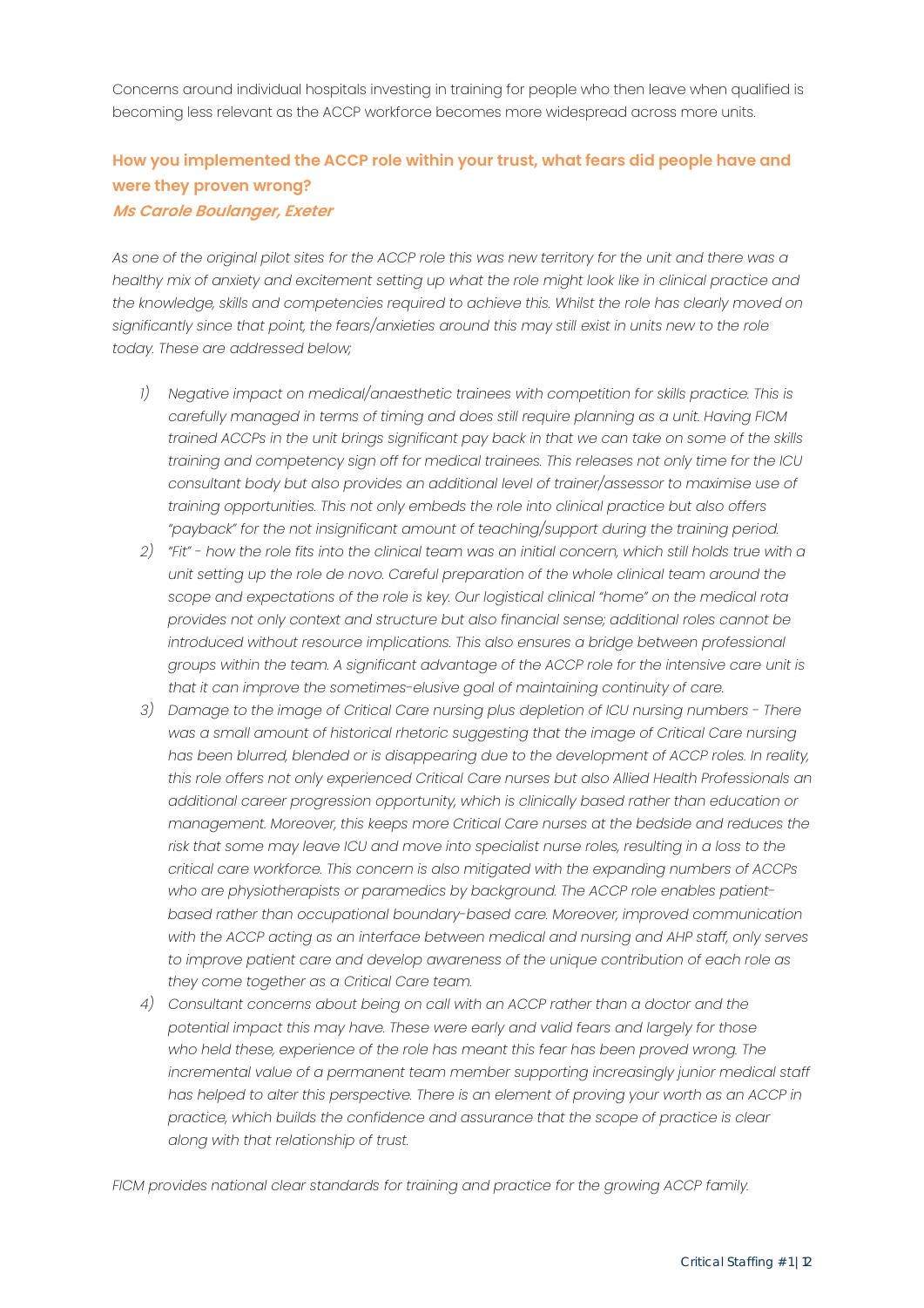Concerns around individual hospitals investing in training for people who then leave when qualified is becoming less relevant as the ACCP workforce becomes more widespread across more units.

## How you implemented the ACCP role within your trust, what fears did people have and were they proven wrong?

***Ms Carole Boulanger, Exeter***

*As one of the original pilot sites for the ACCP role this was new territory for the unit and there was a healthy mix of anxiety and excitement setting up what the role might look like in clinical practice and the knowledge, skills and competencies required to achieve this. Whilst the role has clearly moved on significantly since that point, the fears/anxieties around this may still exist in units new to the role today. These are addressed below;*

1) *Negative impact on medical/anaesthetic trainees with competition for skills practice. This is carefully managed in terms of timing and does still require planning as a unit. Having FICM trained ACCPs in the unit brings significant pay back in that we can take on some of the skills training and competency sign off for medical trainees. This releases not only time for the ICU consultant body but also provides an additional level of trainer/assessor to maximise use of training opportunities. This not only embeds the role into clinical practice but also offers "payback" for the not insignificant amount of teaching/support during the training period.*
2) *"Fit" - how the role fits into the clinical team was an initial concern, which still holds true with a unit setting up the role de novo. Careful preparation of the whole clinical team around the scope and expectations of the role is key. Our logistical clinical "home" on the medical rota provides not only context and structure but also financial sense; additional roles cannot be introduced without resource implications. This also ensures a bridge between professional groups within the team. A significant advantage of the ACCP role for the intensive care unit is that it can improve the sometimes-elusive goal of maintaining continuity of care.*
3) *Damage to the image of Critical Care nursing plus depletion of ICU nursing numbers - There was a small amount of historical rhetoric suggesting that the image of Critical Care nursing has been blurred, blended or is disappearing due to the development of ACCP roles. In reality, this role offers not only experienced Critical Care nurses but also Allied Health Professionals an additional career progression opportunity, which is clinically based rather than education or management. Moreover, this keeps more Critical Care nurses at the bedside and reduces the risk that some may leave ICU and move into specialist nurse roles, resulting in a loss to the critical care workforce. This concern is also mitigated with the expanding numbers of ACCPs who are physiotherapists or paramedics by background. The ACCP role enables patient-based rather than occupational boundary-based care. Moreover, improved communication with the ACCP acting as an interface between medical and nursing and AHP staff, only serves to improve patient care and develop awareness of the unique contribution of each role as they come together as a Critical Care team.*
4) *Consultant concerns about being on call with an ACCP rather than a doctor and the potential impact this may have. These were early and valid fears and largely for those who held these, experience of the role has meant this fear has been proved wrong. The incremental value of a permanent team member supporting increasingly junior medical staff has helped to alter this perspective. There is an element of proving your worth as an ACCP in practice, which builds the confidence and assurance that the scope of practice is clear along with that relationship of trust.*

*FICM provides national clear standards for training and practice for the growing ACCP family.*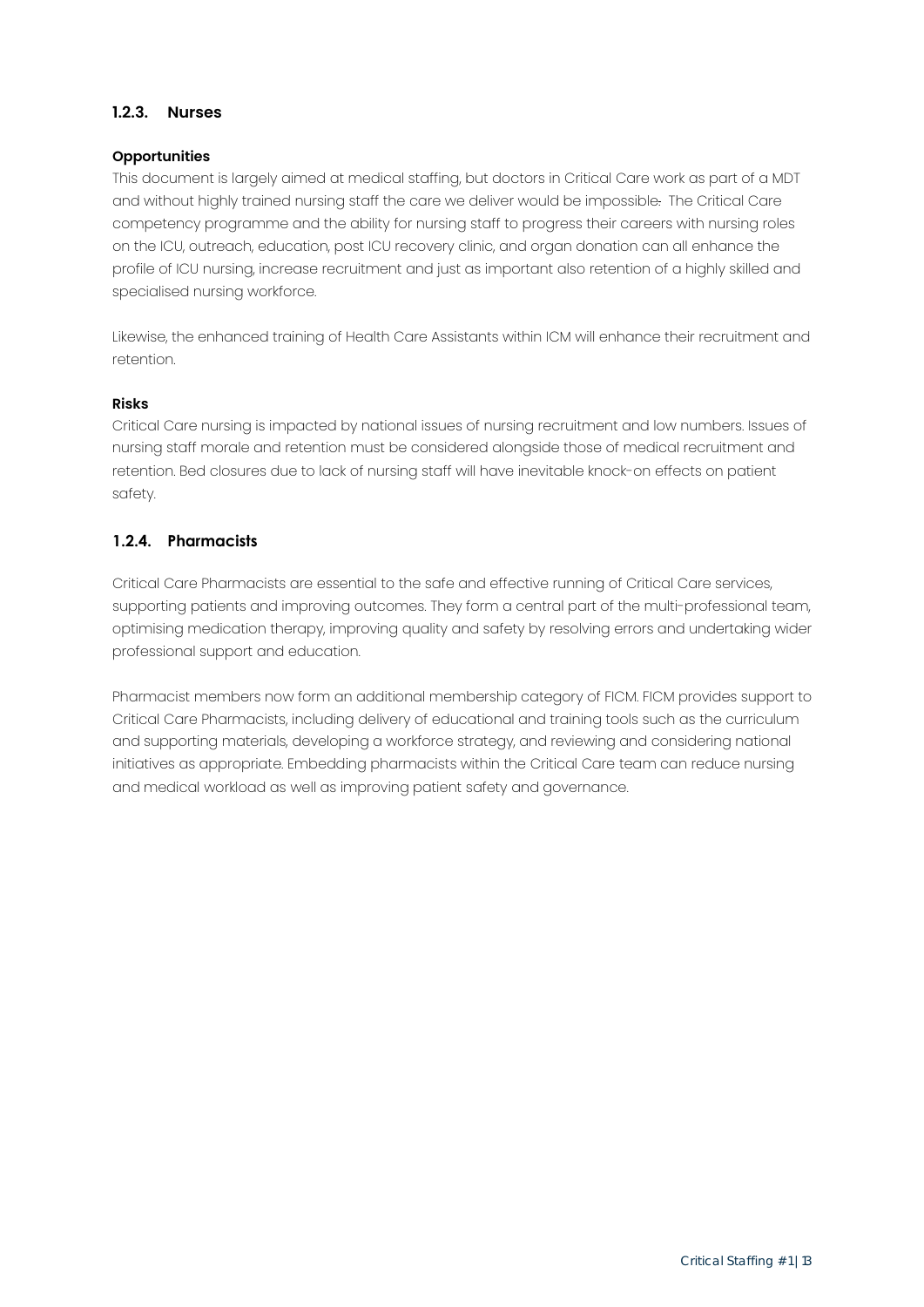### 1.2.3. Nurses

**Opportunities**

This document is largely aimed at medical staffing, but doctors in Critical Care work as part of a MDT and without highly trained nursing staff the care we deliver would be impossible. The Critical Care competency programme and the ability for nursing staff to progress their careers with nursing roles on the ICU, outreach, education, post ICU recovery clinic, and organ donation can all enhance the profile of ICU nursing, increase recruitment and just as important also retention of a highly skilled and specialised nursing workforce.

Likewise, the enhanced training of Health Care Assistants within ICM will enhance their recruitment and retention.

**Risks**

Critical Care nursing is impacted by national issues of nursing recruitment and low numbers. Issues of nursing staff morale and retention must be considered alongside those of medical recruitment and retention. Bed closures due to lack of nursing staff will have inevitable knock-on effects on patient safety.

### 1.2.4. Pharmacists

Critical Care Pharmacists are essential to the safe and effective running of Critical Care services, supporting patients and improving outcomes. They form a central part of the multi-professional team, optimising medication therapy, improving quality and safety by resolving errors and undertaking wider professional support and education.

Pharmacist members now form an additional membership category of FICM. FICM provides support to Critical Care Pharmacists, including delivery of educational and training tools such as the curriculum and supporting materials, developing a workforce strategy, and reviewing and considering national initiatives as appropriate. Embedding pharmacists within the Critical Care team can reduce nursing and medical workload as well as improving patient safety and governance.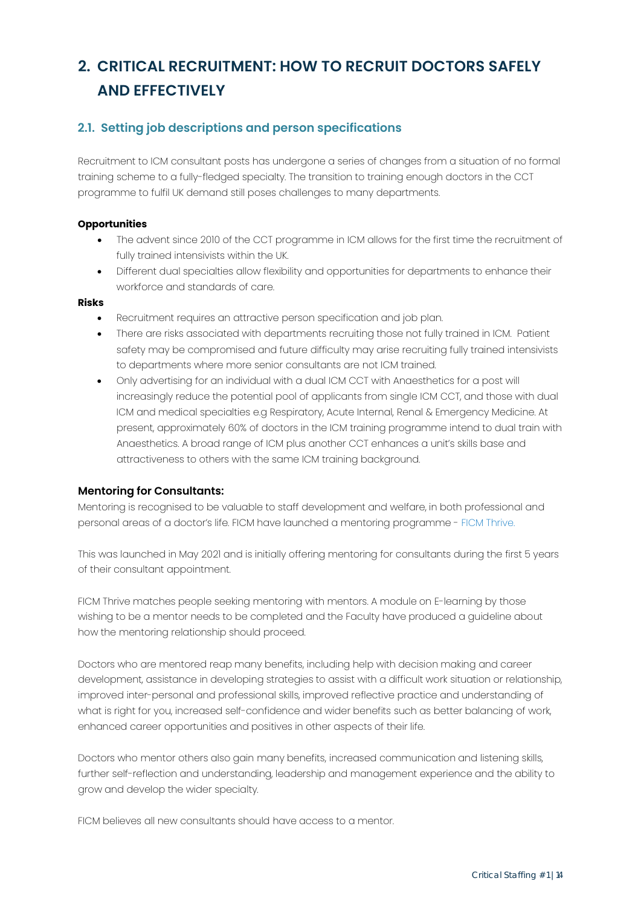## 2. CRITICAL RECRUITMENT: HOW TO RECRUIT DOCTORS SAFELY AND EFFECTIVELY

### 2.1. Setting job descriptions and person specifications

Recruitment to ICM consultant posts has undergone a series of changes from a situation of no formal training scheme to a fully-fledged specialty. The transition to training enough doctors in the CCT programme to fulfil UK demand still poses challenges to many departments.

**Opportunities**

- The advent since 2010 of the CCT programme in ICM allows for the first time the recruitment of fully trained intensivists within the UK.
- Different dual specialties allow flexibility and opportunities for departments to enhance their workforce and standards of care.

**Risks**

- Recruitment requires an attractive person specification and job plan.
- There are risks associated with departments recruiting those not fully trained in ICM. Patient safety may be compromised and future difficulty may arise recruiting fully trained intensivists to departments where more senior consultants are not ICM trained.
- Only advertising for an individual with a dual ICM CCT with Anaesthetics for a post will increasingly reduce the potential pool of applicants from single ICM CCT, and those with dual ICM and medical specialties e.g Respiratory, Acute Internal, Renal & Emergency Medicine. At present, approximately 60% of doctors in the ICM training programme intend to dual train with Anaesthetics. A broad range of ICM plus another CCT enhances a unit's skills base and attractiveness to others with the same ICM training background.

**Mentoring for Consultants:**

Mentoring is recognised to be valuable to staff development and welfare, in both professional and personal areas of a doctor's life. FICM have launched a mentoring programme - FICM Thrive.

This was launched in May 2021 and is initially offering mentoring for consultants during the first 5 years of their consultant appointment.

FICM Thrive matches people seeking mentoring with mentors. A module on E-learning by those wishing to be a mentor needs to be completed and the Faculty have produced a guideline about how the mentoring relationship should proceed.

Doctors who are mentored reap many benefits, including help with decision making and career development, assistance in developing strategies to assist with a difficult work situation or relationship, improved inter-personal and professional skills, improved reflective practice and understanding of what is right for you, increased self-confidence and wider benefits such as better balancing of work, enhanced career opportunities and positives in other aspects of their life.

Doctors who mentor others also gain many benefits, increased communication and listening skills, further self-reflection and understanding, leadership and management experience and the ability to grow and develop the wider specialty.

FICM believes all new consultants should have access to a mentor.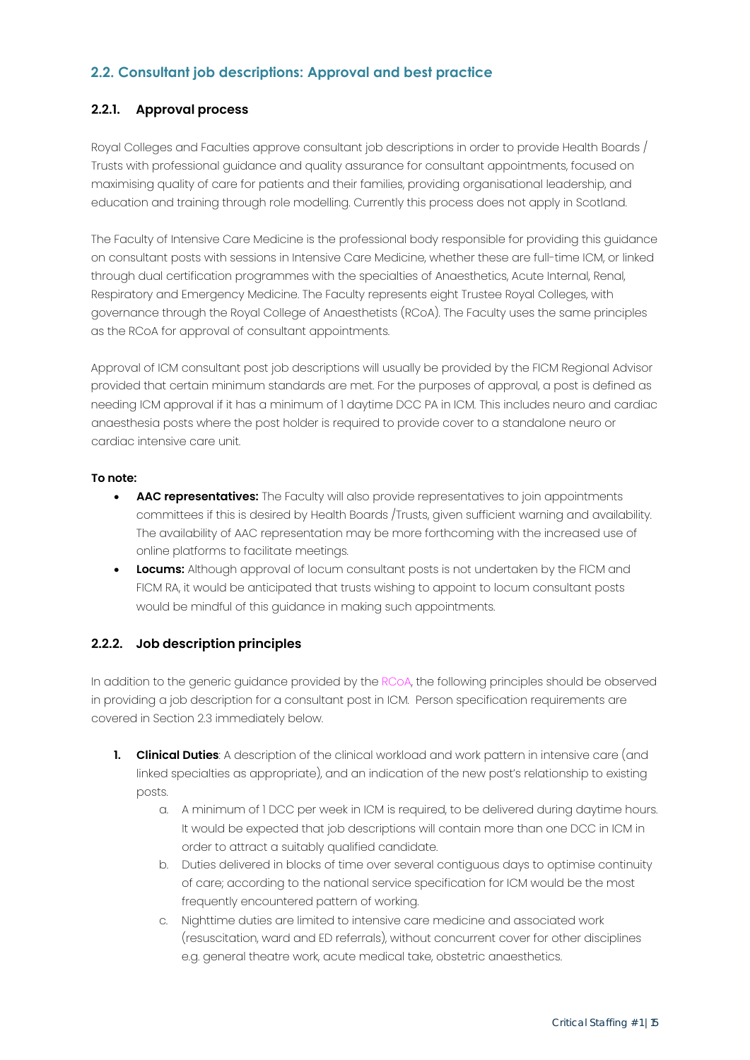## 2.2. Consultant job descriptions: Approval and best practice

### 2.2.1. Approval process

Royal Colleges and Faculties approve consultant job descriptions in order to provide Health Boards / Trusts with professional guidance and quality assurance for consultant appointments, focused on maximising quality of care for patients and their families, providing organisational leadership, and education and training through role modelling. Currently this process does not apply in Scotland.

The Faculty of Intensive Care Medicine is the professional body responsible for providing this guidance on consultant posts with sessions in Intensive Care Medicine, whether these are full-time ICM, or linked through dual certification programmes with the specialties of Anaesthetics, Acute Internal, Renal, Respiratory and Emergency Medicine. The Faculty represents eight Trustee Royal Colleges, with governance through the Royal College of Anaesthetists (RCoA). The Faculty uses the same principles as the RCoA for approval of consultant appointments.

Approval of ICM consultant post job descriptions will usually be provided by the FICM Regional Advisor provided that certain minimum standards are met. For the purposes of approval, a post is defined as needing ICM approval if it has a minimum of 1 daytime DCC PA in ICM. This includes neuro and cardiac anaesthesia posts where the post holder is required to provide cover to a standalone neuro or cardiac intensive care unit.

**To note:**

- **AAC representatives:** The Faculty will also provide representatives to join appointments committees if this is desired by Health Boards /Trusts, given sufficient warning and availability. The availability of AAC representation may be more forthcoming with the increased use of online platforms to facilitate meetings.
- **Locums:** Although approval of locum consultant posts is not undertaken by the FICM and FICM RA, it would be anticipated that trusts wishing to appoint to locum consultant posts would be mindful of this guidance in making such appointments.

### 2.2.2. Job description principles

In addition to the generic guidance provided by the RCoA, the following principles should be observed in providing a job description for a consultant post in ICM. Person specification requirements are covered in Section 2.3 immediately below.

1. **Clinical Duties**: A description of the clinical workload and work pattern in intensive care (and linked specialties as appropriate), and an indication of the new post's relationship to existing posts.
    a. A minimum of 1 DCC per week in ICM is required, to be delivered during daytime hours. It would be expected that job descriptions will contain more than one DCC in ICM in order to attract a suitably qualified candidate.
    b. Duties delivered in blocks of time over several contiguous days to optimise continuity of care; according to the national service specification for ICM would be the most frequently encountered pattern of working.
    c. Nighttime duties are limited to intensive care medicine and associated work (resuscitation, ward and ED referrals), without concurrent cover for other disciplines e.g. general theatre work, acute medical take, obstetric anaesthetics.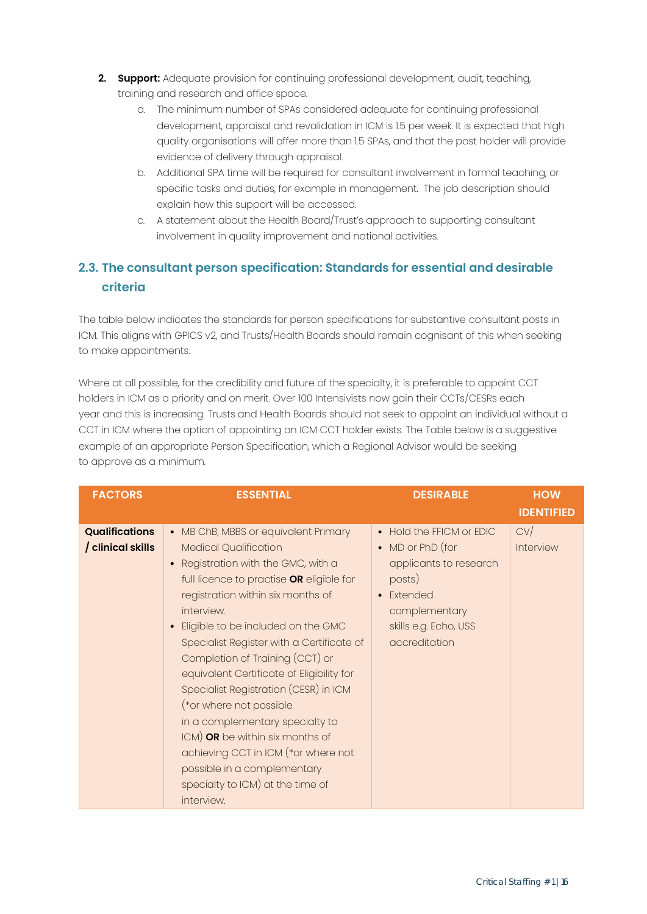2. **Support:** Adequate provision for continuing professional development, audit, teaching, training and research and office space.
    a. The minimum number of SPAs considered adequate for continuing professional development, appraisal and revalidation in ICM is 1.5 per week. It is expected that high quality organisations will offer more than 1.5 SPAs, and that the post holder will provide evidence of delivery through appraisal.
    b. Additional SPA time will be required for consultant involvement in formal teaching, or specific tasks and duties, for example in management. The job description should explain how this support will be accessed.
    c. A statement about the Health Board/Trust's approach to supporting consultant involvement in quality improvement and national activities.

## 2.3. The consultant person specification: Standards for essential and desirable criteria

The table below indicates the standards for person specifications for substantive consultant posts in ICM. This aligns with GPICS v2, and Trusts/Health Boards should remain cognisant of this when seeking to make appointments.

Where at all possible, for the credibility and future of the specialty, it is preferable to appoint CCT holders in ICM as a priority and on merit. Over 100 Intensivists now gain their CCTs/CESRs each year and this is increasing. Trusts and Health Boards should not seek to appoint an individual without a CCT in ICM where the option of appointing an ICM CCT holder exists. The Table below is a suggestive example of an appropriate Person Specification, which a Regional Advisor would be seeking to approve as a minimum.

| FACTORS | ESSENTIAL | DESIRABLE | HOW IDENTIFIED |
|---|---|---|---|
| **Qualifications / clinical skills** | • MB ChB, MBBS or equivalent Primary Medical Qualification<br>• Registration with the GMC, with a full licence to practise **OR** eligible for registration within six months of interview.<br>• Eligible to be included on the GMC Specialist Register with a Certificate of Completion of Training (CCT) or equivalent Certificate of Eligibility for Specialist Registration (CESR) in ICM (*or where not possible in a complementary specialty to ICM) **OR** be within six months of achieving CCT in ICM (*or where not possible in a complementary specialty to ICM) at the time of interview. | • Hold the FFICM or EDIC<br>• MD or PhD (for applicants to research posts)<br>• Extended complementary skills e.g. Echo, USS accreditation | CV/ Interview |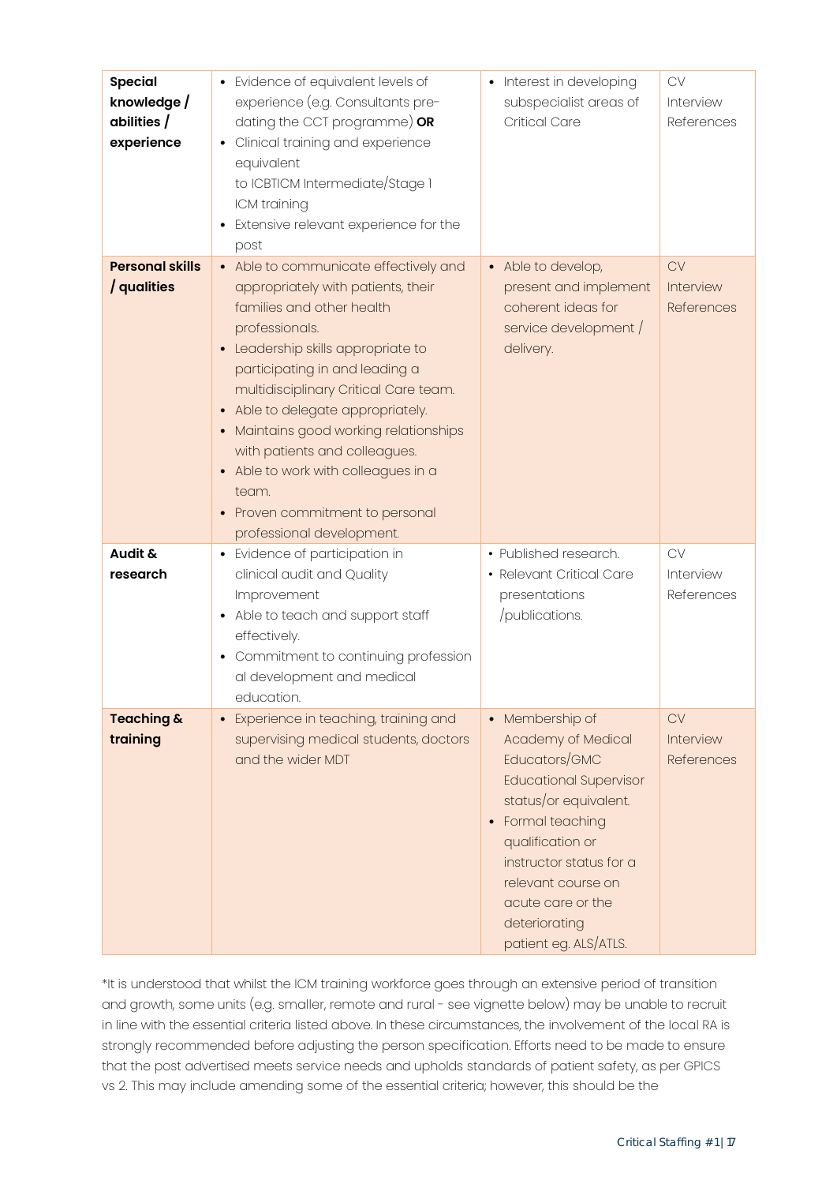| | | | |
|---|---|---|---|
| **Special knowledge / abilities / experience** | • Evidence of equivalent levels of experience (e.g. Consultants pre-dating the CCT programme) **OR**<br>• Clinical training and experience equivalent to ICBTICM Intermediate/Stage 1 ICM training<br>• Extensive relevant experience for the post | • Interest in developing subspecialist areas of Critical Care | CV<br>Interview<br>References |
| **Personal skills / qualities** | • Able to communicate effectively and appropriately with patients, their families and other health professionals.<br>• Leadership skills appropriate to participating in and leading a multidisciplinary Critical Care team.<br>• Able to delegate appropriately.<br>• Maintains good working relationships with patients and colleagues.<br>• Able to work with colleagues in a team.<br>• Proven commitment to personal professional development. | • Able to develop, present and implement coherent ideas for service development / delivery. | CV<br>Interview<br>References |
| **Audit & research** | • Evidence of participation in clinical audit and Quality Improvement<br>• Able to teach and support staff effectively.<br>• Commitment to continuing profession al development and medical education. | • Published research.<br>• Relevant Critical Care presentations /publications. | CV<br>Interview<br>References |
| **Teaching & training** | • Experience in teaching, training and supervising medical students, doctors and the wider MDT | • Membership of Academy of Medical Educators/GMC Educational Supervisor status/or equivalent.<br>• Formal teaching qualification or instructor status for a relevant course on acute care or the deteriorating patient eg. ALS/ATLS. | CV<br>Interview<br>References |

*It is understood that whilst the ICM training workforce goes through an extensive period of transition and growth, some units (e.g. smaller, remote and rural - see vignette below) may be unable to recruit in line with the essential criteria listed above. In these circumstances, the involvement of the local RA is strongly recommended before adjusting the person specification. Efforts need to be made to ensure that the post advertised meets service needs and upholds standards of patient safety, as per GPICS vs 2. This may include amending some of the essential criteria; however, this should be the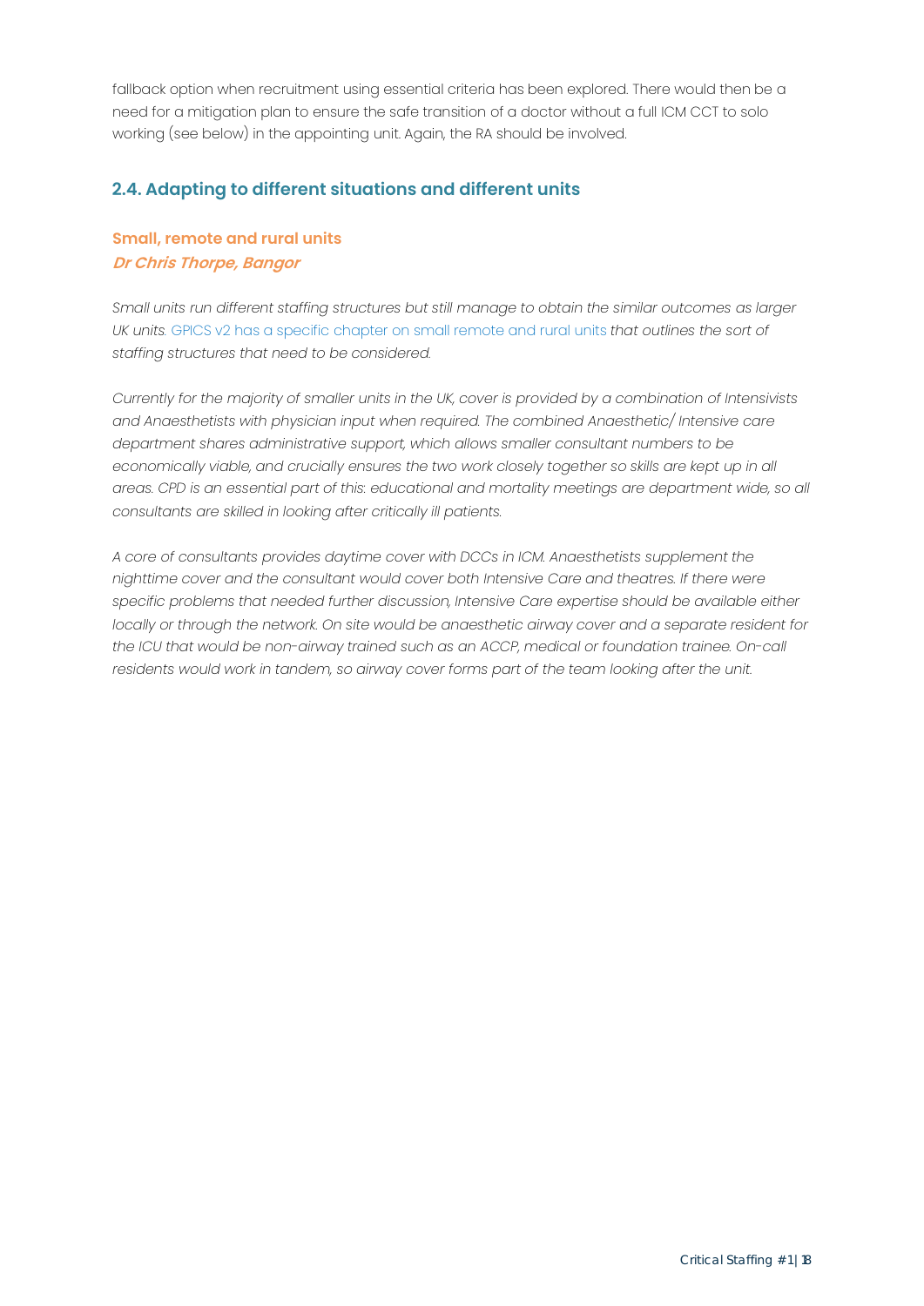fallback option when recruitment using essential criteria has been explored. There would then be a need for a mitigation plan to ensure the safe transition of a doctor without a full ICM CCT to solo working (see below) in the appointing unit. Again, the RA should be involved.

## 2.4. Adapting to different situations and different units

### Small, remote and rural units

***Dr Chris Thorpe, Bangor***

*Small units run different staffing structures but still manage to obtain the similar outcomes as larger UK units.* GPICS v2 has a specific chapter on small remote and rural units *that outlines the sort of staffing structures that need to be considered.*

*Currently for the majority of smaller units in the UK, cover is provided by a combination of Intensivists and Anaesthetists with physician input when required. The combined Anaesthetic/ Intensive care department shares administrative support, which allows smaller consultant numbers to be economically viable, and crucially ensures the two work closely together so skills are kept up in all areas. CPD is an essential part of this: educational and mortality meetings are department wide, so all consultants are skilled in looking after critically ill patients.*

*A core of consultants provides daytime cover with DCCs in ICM. Anaesthetists supplement the nighttime cover and the consultant would cover both Intensive Care and theatres. If there were specific problems that needed further discussion, Intensive Care expertise should be available either locally or through the network. On site would be anaesthetic airway cover and a separate resident for the ICU that would be non-airway trained such as an ACCP, medical or foundation trainee. On-call residents would work in tandem, so airway cover forms part of the team looking after the unit.*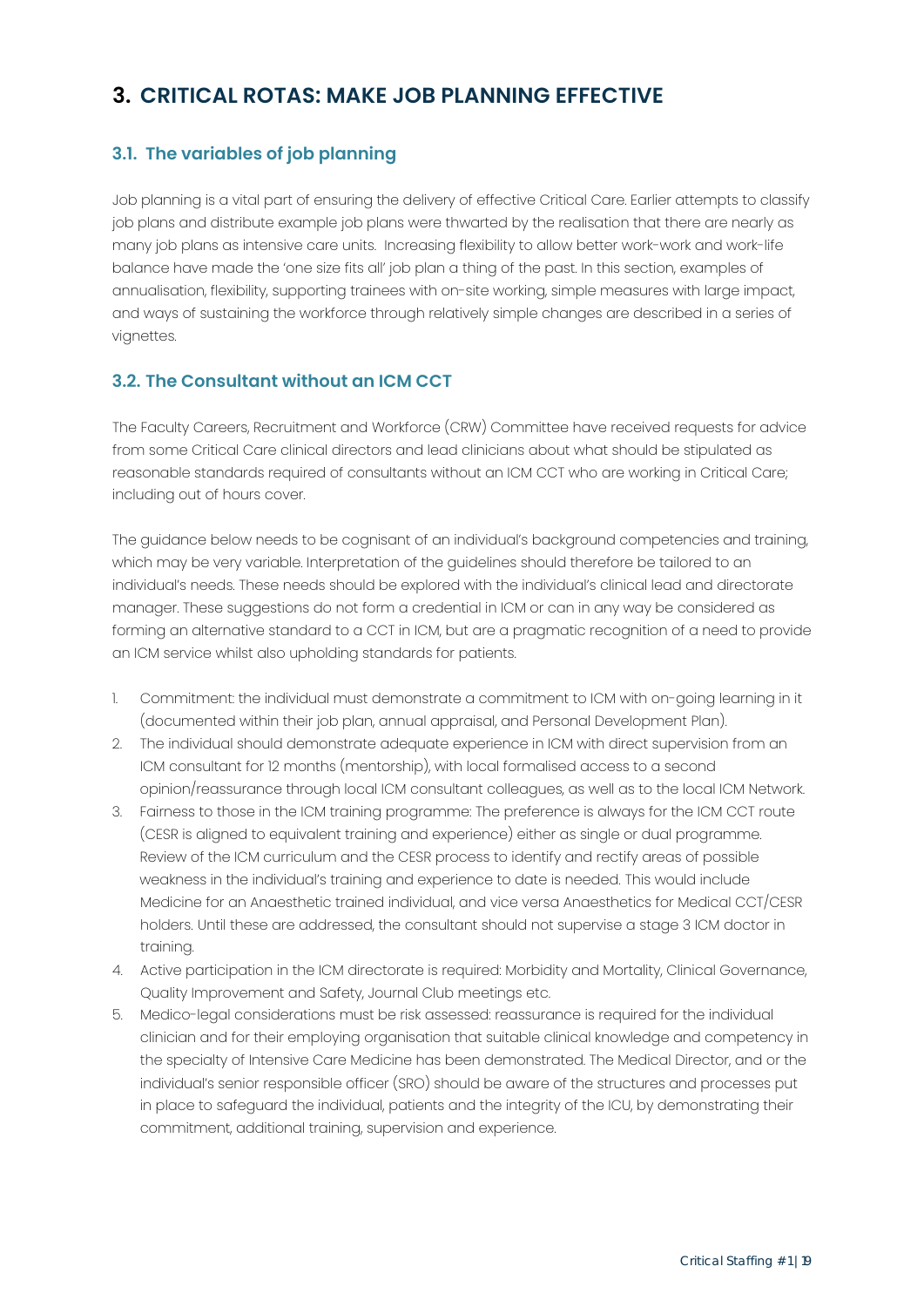# 3. CRITICAL ROTAS: MAKE JOB PLANNING EFFECTIVE

## 3.1. The variables of job planning

Job planning is a vital part of ensuring the delivery of effective Critical Care. Earlier attempts to classify job plans and distribute example job plans were thwarted by the realisation that there are nearly as many job plans as intensive care units. Increasing flexibility to allow better work-work and work-life balance have made the 'one size fits all' job plan a thing of the past. In this section, examples of annualisation, flexibility, supporting trainees with on-site working, simple measures with large impact, and ways of sustaining the workforce through relatively simple changes are described in a series of vignettes.

## 3.2. The Consultant without an ICM CCT

The Faculty Careers, Recruitment and Workforce (CRW) Committee have received requests for advice from some Critical Care clinical directors and lead clinicians about what should be stipulated as reasonable standards required of consultants without an ICM CCT who are working in Critical Care; including out of hours cover.

The guidance below needs to be cognisant of an individual's background competencies and training, which may be very variable. Interpretation of the guidelines should therefore be tailored to an individual's needs. These needs should be explored with the individual's clinical lead and directorate manager. These suggestions do not form a credential in ICM or can in any way be considered as forming an alternative standard to a CCT in ICM, but are a pragmatic recognition of a need to provide an ICM service whilst also upholding standards for patients.

1. Commitment: the individual must demonstrate a commitment to ICM with on-going learning in it (documented within their job plan, annual appraisal, and Personal Development Plan).
2. The individual should demonstrate adequate experience in ICM with direct supervision from an ICM consultant for 12 months (mentorship), with local formalised access to a second opinion/reassurance through local ICM consultant colleagues, as well as to the local ICM Network.
3. Fairness to those in the ICM training programme: The preference is always for the ICM CCT route (CESR is aligned to equivalent training and experience) either as single or dual programme. Review of the ICM curriculum and the CESR process to identify and rectify areas of possible weakness in the individual's training and experience to date is needed. This would include Medicine for an Anaesthetic trained individual, and vice versa Anaesthetics for Medical CCT/CESR holders. Until these are addressed, the consultant should not supervise a stage 3 ICM doctor in training.
4. Active participation in the ICM directorate is required: Morbidity and Mortality, Clinical Governance, Quality Improvement and Safety, Journal Club meetings etc.
5. Medico-legal considerations must be risk assessed: reassurance is required for the individual clinician and for their employing organisation that suitable clinical knowledge and competency in the specialty of Intensive Care Medicine has been demonstrated. The Medical Director, and or the individual's senior responsible officer (SRO) should be aware of the structures and processes put in place to safeguard the individual, patients and the integrity of the ICU, by demonstrating their commitment, additional training, supervision and experience.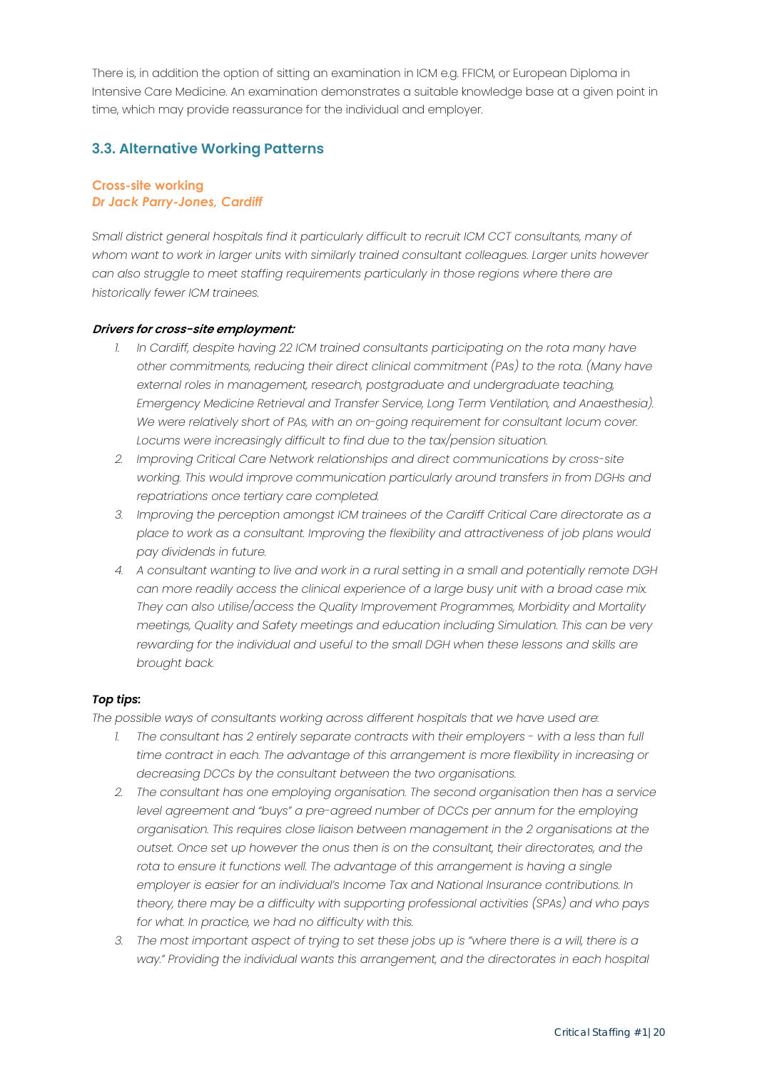There is, in addition the option of sitting an examination in ICM e.g. FFICM, or European Diploma in Intensive Care Medicine. An examination demonstrates a suitable knowledge base at a given point in time, which may provide reassurance for the individual and employer.

## 3.3. Alternative Working Patterns

### Cross-site working
### *Dr Jack Parry-Jones, Cardiff*

*Small district general hospitals find it particularly difficult to recruit ICM CCT consultants, many of whom want to work in larger units with similarly trained consultant colleagues. Larger units however can also struggle to meet staffing requirements particularly in those regions where there are historically fewer ICM trainees.*

***Drivers for cross-site employment:***

1. *In Cardiff, despite having 22 ICM trained consultants participating on the rota many have other commitments, reducing their direct clinical commitment (PAs) to the rota. (Many have external roles in management, research, postgraduate and undergraduate teaching, Emergency Medicine Retrieval and Transfer Service, Long Term Ventilation, and Anaesthesia). We were relatively short of PAs, with an on-going requirement for consultant locum cover. Locums were increasingly difficult to find due to the tax/pension situation.*
2. *Improving Critical Care Network relationships and direct communications by cross-site working. This would improve communication particularly around transfers in from DGHs and repatriations once tertiary care completed.*
3. *Improving the perception amongst ICM trainees of the Cardiff Critical Care directorate as a place to work as a consultant. Improving the flexibility and attractiveness of job plans would pay dividends in future.*
4. *A consultant wanting to live and work in a rural setting in a small and potentially remote DGH can more readily access the clinical experience of a large busy unit with a broad case mix. They can also utilise/access the Quality Improvement Programmes, Morbidity and Mortality meetings, Quality and Safety meetings and education including Simulation. This can be very rewarding for the individual and useful to the small DGH when these lessons and skills are brought back.*

***Top tips:***

*The possible ways of consultants working across different hospitals that we have used are:*

1. *The consultant has 2 entirely separate contracts with their employers - with a less than full time contract in each. The advantage of this arrangement is more flexibility in increasing or decreasing DCCs by the consultant between the two organisations.*
2. *The consultant has one employing organisation. The second organisation then has a service level agreement and "buys" a pre-agreed number of DCCs per annum for the employing organisation. This requires close liaison between management in the 2 organisations at the outset. Once set up however the onus then is on the consultant, their directorates, and the rota to ensure it functions well. The advantage of this arrangement is having a single employer is easier for an individual's Income Tax and National Insurance contributions. In theory, there may be a difficulty with supporting professional activities (SPAs) and who pays for what. In practice, we had no difficulty with this.*
3. *The most important aspect of trying to set these jobs up is "where there is a will, there is a way." Providing the individual wants this arrangement, and the directorates in each hospital*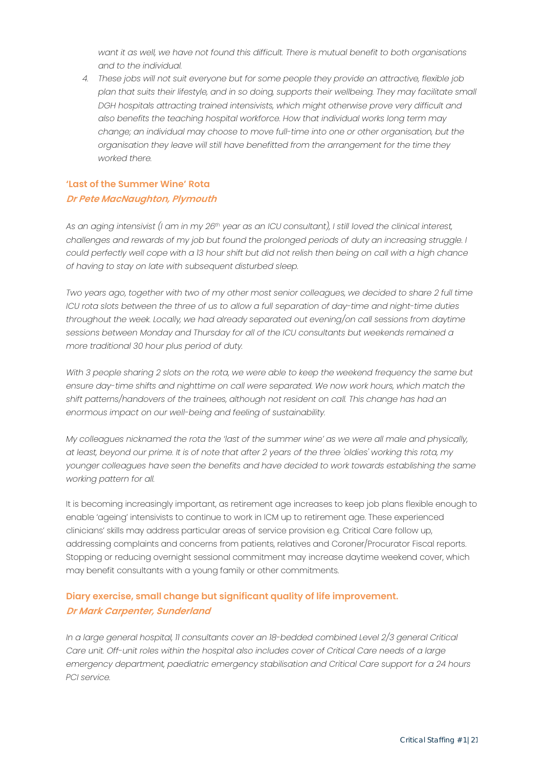*want it as well, we have not found this difficult. There is mutual benefit to both organisations and to the individual.*

4. *These jobs will not suit everyone but for some people they provide an attractive, flexible job plan that suits their lifestyle, and in so doing, supports their wellbeing. They may facilitate small DGH hospitals attracting trained intensivists, which might otherwise prove very difficult and also benefits the teaching hospital workforce. How that individual works long term may change; an individual may choose to move full-time into one or other organisation, but the organisation they leave will still have benefitted from the arrangement for the time they worked there.*

### 'Last of the Summer Wine' Rota
***Dr Pete MacNaughton, Plymouth***

*As an aging intensivist (I am in my 26th year as an ICU consultant), I still loved the clinical interest, challenges and rewards of my job but found the prolonged periods of duty an increasing struggle. I could perfectly well cope with a 13 hour shift but did not relish then being on call with a high chance of having to stay on late with subsequent disturbed sleep.*

*Two years ago, together with two of my other most senior colleagues, we decided to share 2 full time ICU rota slots between the three of us to allow a full separation of day-time and night-time duties throughout the week. Locally, we had already separated out evening/on call sessions from daytime sessions between Monday and Thursday for all of the ICU consultants but weekends remained a more traditional 30 hour plus period of duty.*

*With 3 people sharing 2 slots on the rota, we were able to keep the weekend frequency the same but ensure day-time shifts and nighttime on call were separated. We now work hours, which match the shift patterns/handovers of the trainees, although not resident on call. This change has had an enormous impact on our well-being and feeling of sustainability.*

*My colleagues nicknamed the rota the 'last of the summer wine' as we were all male and physically, at least, beyond our prime. It is of note that after 2 years of the three 'oldies' working this rota, my younger colleagues have seen the benefits and have decided to work towards establishing the same working pattern for all.*

It is becoming increasingly important, as retirement age increases to keep job plans flexible enough to enable 'ageing' intensivists to continue to work in ICM up to retirement age. These experienced clinicians' skills may address particular areas of service provision e.g. Critical Care follow up, addressing complaints and concerns from patients, relatives and Coroner/Procurator Fiscal reports. Stopping or reducing overnight sessional commitment may increase daytime weekend cover, which may benefit consultants with a young family or other commitments.

### Diary exercise, small change but significant quality of life improvement.
***Dr Mark Carpenter, Sunderland***

*In a large general hospital, 11 consultants cover an 18-bedded combined Level 2/3 general Critical Care unit. Off-unit roles within the hospital also includes cover of Critical Care needs of a large emergency department, paediatric emergency stabilisation and Critical Care support for a 24 hours PCI service.*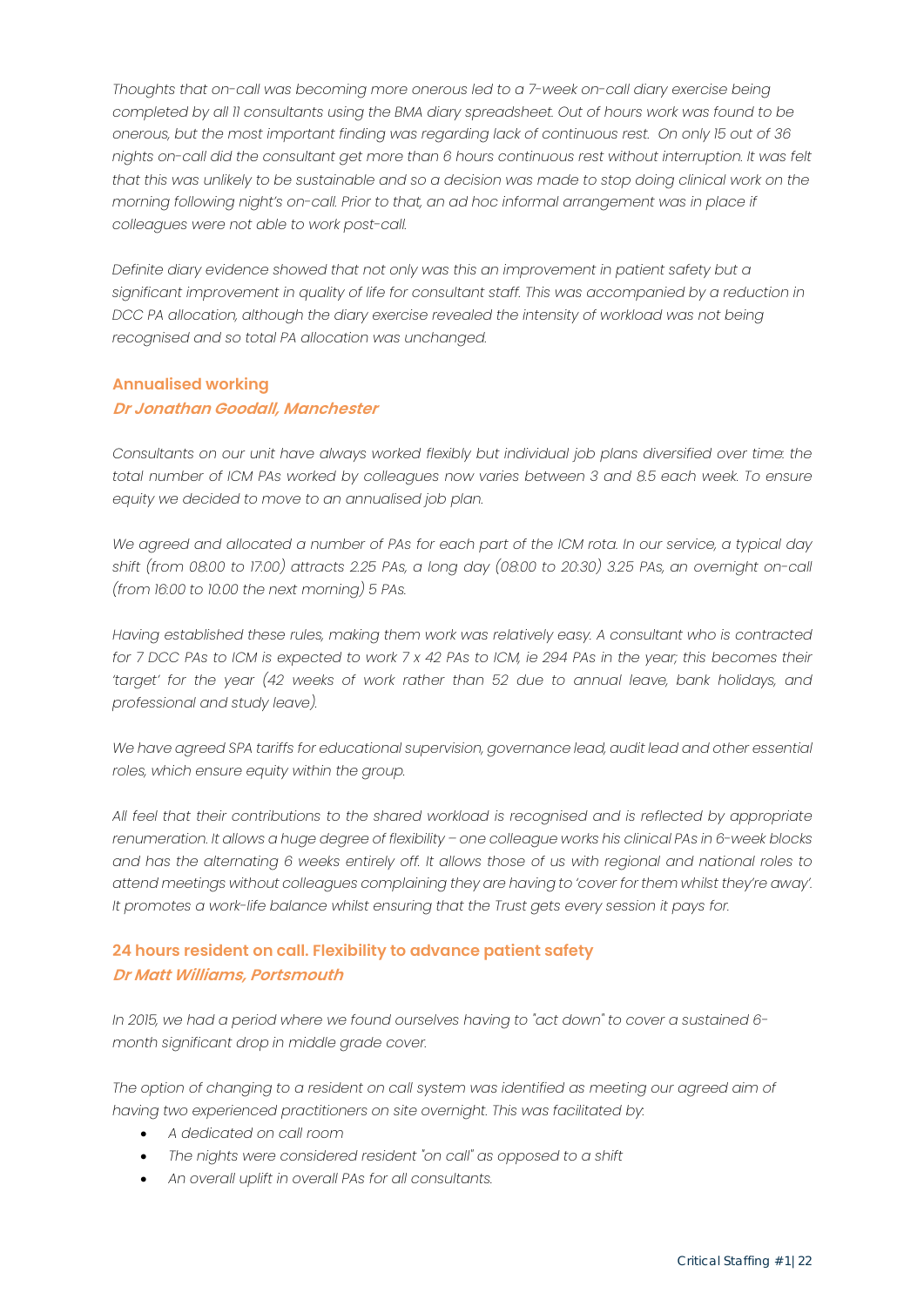*Thoughts that on-call was becoming more onerous led to a 7-week on-call diary exercise being completed by all 11 consultants using the BMA diary spreadsheet. Out of hours work was found to be onerous, but the most important finding was regarding lack of continuous rest. On only 15 out of 36 nights on-call did the consultant get more than 6 hours continuous rest without interruption. It was felt that this was unlikely to be sustainable and so a decision was made to stop doing clinical work on the morning following night's on-call. Prior to that, an ad hoc informal arrangement was in place if colleagues were not able to work post-call.*

*Definite diary evidence showed that not only was this an improvement in patient safety but a significant improvement in quality of life for consultant staff. This was accompanied by a reduction in DCC PA allocation, although the diary exercise revealed the intensity of workload was not being recognised and so total PA allocation was unchanged.*

### Annualised working
***Dr Jonathan Goodall, Manchester***

*Consultants on our unit have always worked flexibly but individual job plans diversified over time: the total number of ICM PAs worked by colleagues now varies between 3 and 8.5 each week. To ensure equity we decided to move to an annualised job plan.*

*We agreed and allocated a number of PAs for each part of the ICM rota. In our service, a typical day shift (from 08:00 to 17:00) attracts 2.25 PAs, a long day (08:00 to 20:30) 3.25 PAs, an overnight on-call (from 16:00 to 10:00 the next morning) 5 PAs.*

*Having established these rules, making them work was relatively easy. A consultant who is contracted for 7 DCC PAs to ICM is expected to work 7 x 42 PAs to ICM, ie 294 PAs in the year; this becomes their 'target' for the year (42 weeks of work rather than 52 due to annual leave, bank holidays, and professional and study leave).*

*We have agreed SPA tariffs for educational supervision, governance lead, audit lead and other essential roles, which ensure equity within the group.*

*All feel that their contributions to the shared workload is recognised and is reflected by appropriate renumeration. It allows a huge degree of flexibility – one colleague works his clinical PAs in 6-week blocks and has the alternating 6 weeks entirely off. It allows those of us with regional and national roles to attend meetings without colleagues complaining they are having to 'cover for them whilst they're away'. It promotes a work-life balance whilst ensuring that the Trust gets every session it pays for.*

### 24 hours resident on call. Flexibility to advance patient safety
***Dr Matt Williams, Portsmouth***

*In 2015, we had a period where we found ourselves having to "act down" to cover a sustained 6-month significant drop in middle grade cover.*

*The option of changing to a resident on call system was identified as meeting our agreed aim of having two experienced practitioners on site overnight. This was facilitated by:*

- *A dedicated on call room*
- *The nights were considered resident "on call" as opposed to a shift*
- *An overall uplift in overall PAs for all consultants.*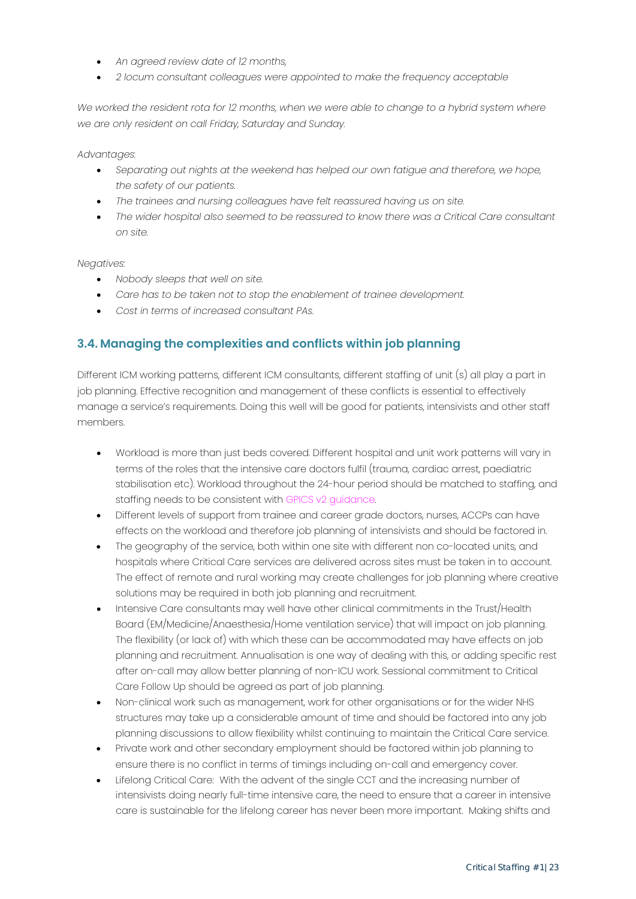- *An agreed review date of 12 months,*
- *2 locum consultant colleagues were appointed to make the frequency acceptable*

*We worked the resident rota for 12 months, when we were able to change to a hybrid system where we are only resident on call Friday, Saturday and Sunday.*

*Advantages:*

- *Separating out nights at the weekend has helped our own fatigue and therefore, we hope, the safety of our patients.*
- *The trainees and nursing colleagues have felt reassured having us on site.*
- *The wider hospital also seemed to be reassured to know there was a Critical Care consultant on site.*

*Negatives:*

- *Nobody sleeps that well on site.*
- *Care has to be taken not to stop the enablement of trainee development.*
- *Cost in terms of increased consultant PAs.*

### 3.4. Managing the complexities and conflicts within job planning

Different ICM working patterns, different ICM consultants, different staffing of unit (s) all play a part in job planning. Effective recognition and management of these conflicts is essential to effectively manage a service's requirements. Doing this well will be good for patients, intensivists and other staff members.

- Workload is more than just beds covered. Different hospital and unit work patterns will vary in terms of the roles that the intensive care doctors fulfil (trauma, cardiac arrest, paediatric stabilisation etc). Workload throughout the 24-hour period should be matched to staffing, and staffing needs to be consistent with GPICS v2 guidance.
- Different levels of support from trainee and career grade doctors, nurses, ACCPs can have effects on the workload and therefore job planning of intensivists and should be factored in.
- The geography of the service, both within one site with different non co-located units, and hospitals where Critical Care services are delivered across sites must be taken in to account. The effect of remote and rural working may create challenges for job planning where creative solutions may be required in both job planning and recruitment.
- Intensive Care consultants may well have other clinical commitments in the Trust/Health Board (EM/Medicine/Anaesthesia/Home ventilation service) that will impact on job planning. The flexibility (or lack of) with which these can be accommodated may have effects on job planning and recruitment. Annualisation is one way of dealing with this, or adding specific rest after on-call may allow better planning of non-ICU work. Sessional commitment to Critical Care Follow Up should be agreed as part of job planning.
- Non-clinical work such as management, work for other organisations or for the wider NHS structures may take up a considerable amount of time and should be factored into any job planning discussions to allow flexibility whilst continuing to maintain the Critical Care service.
- Private work and other secondary employment should be factored within job planning to ensure there is no conflict in terms of timings including on-call and emergency cover.
- Lifelong Critical Care: With the advent of the single CCT and the increasing number of intensivists doing nearly full-time intensive care, the need to ensure that a career in intensive care is sustainable for the lifelong career has never been more important. Making shifts and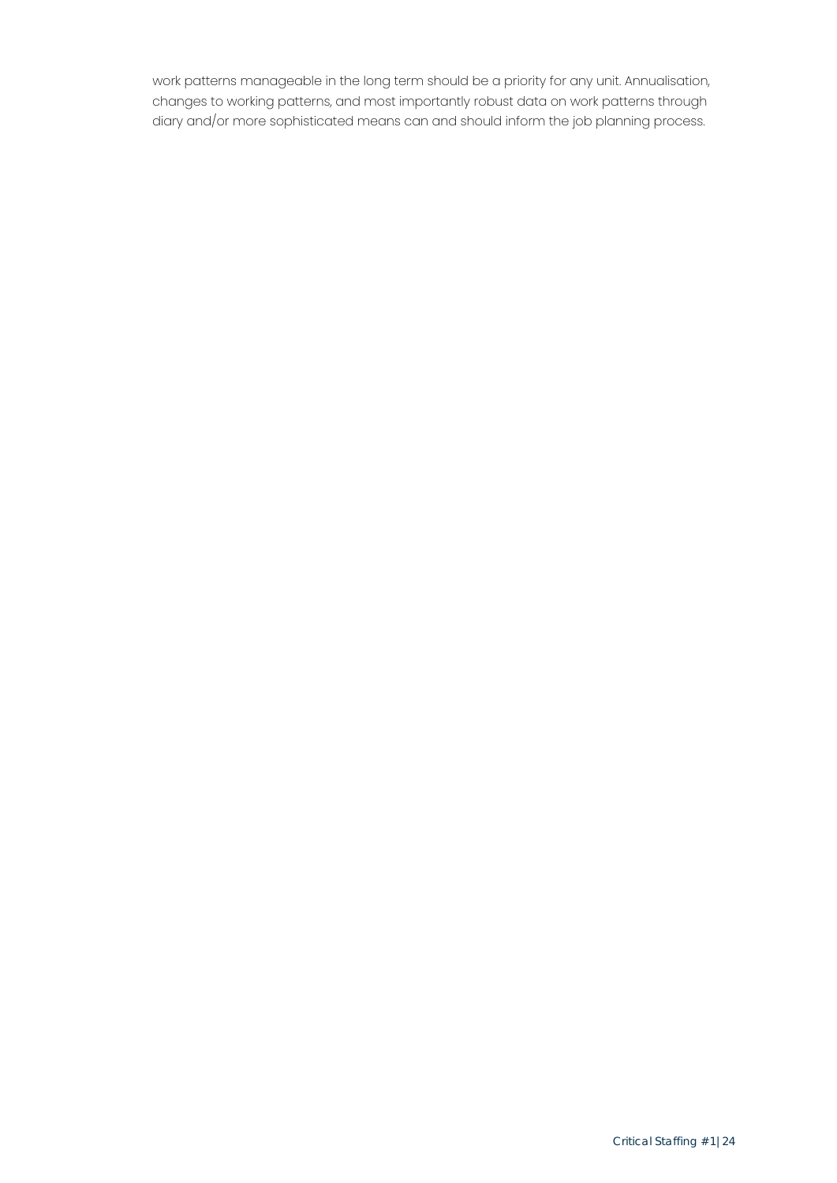work patterns manageable in the long term should be a priority for any unit. Annualisation, changes to working patterns, and most importantly robust data on work patterns through diary and/or more sophisticated means can and should inform the job planning process.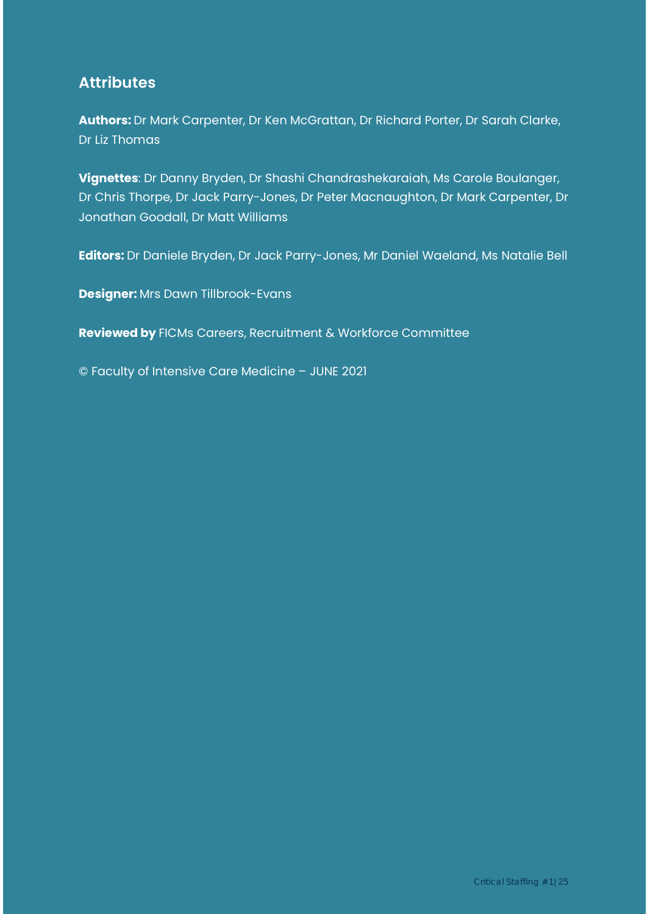## Attributes

**Authors:** Dr Mark Carpenter, Dr Ken McGrattan, Dr Richard Porter, Dr Sarah Clarke, Dr Liz Thomas

**Vignettes**: Dr Danny Bryden, Dr Shashi Chandrashekaraiah, Ms Carole Boulanger, Dr Chris Thorpe, Dr Jack Parry-Jones, Dr Peter Macnaughton, Dr Mark Carpenter, Dr Jonathan Goodall, Dr Matt Williams

**Editors:** Dr Daniele Bryden, Dr Jack Parry-Jones, Mr Daniel Waeland, Ms Natalie Bell

**Designer:** Mrs Dawn Tillbrook-Evans

**Reviewed by** FICMs Careers, Recruitment & Workforce Committee

© Faculty of Intensive Care Medicine – JUNE 2021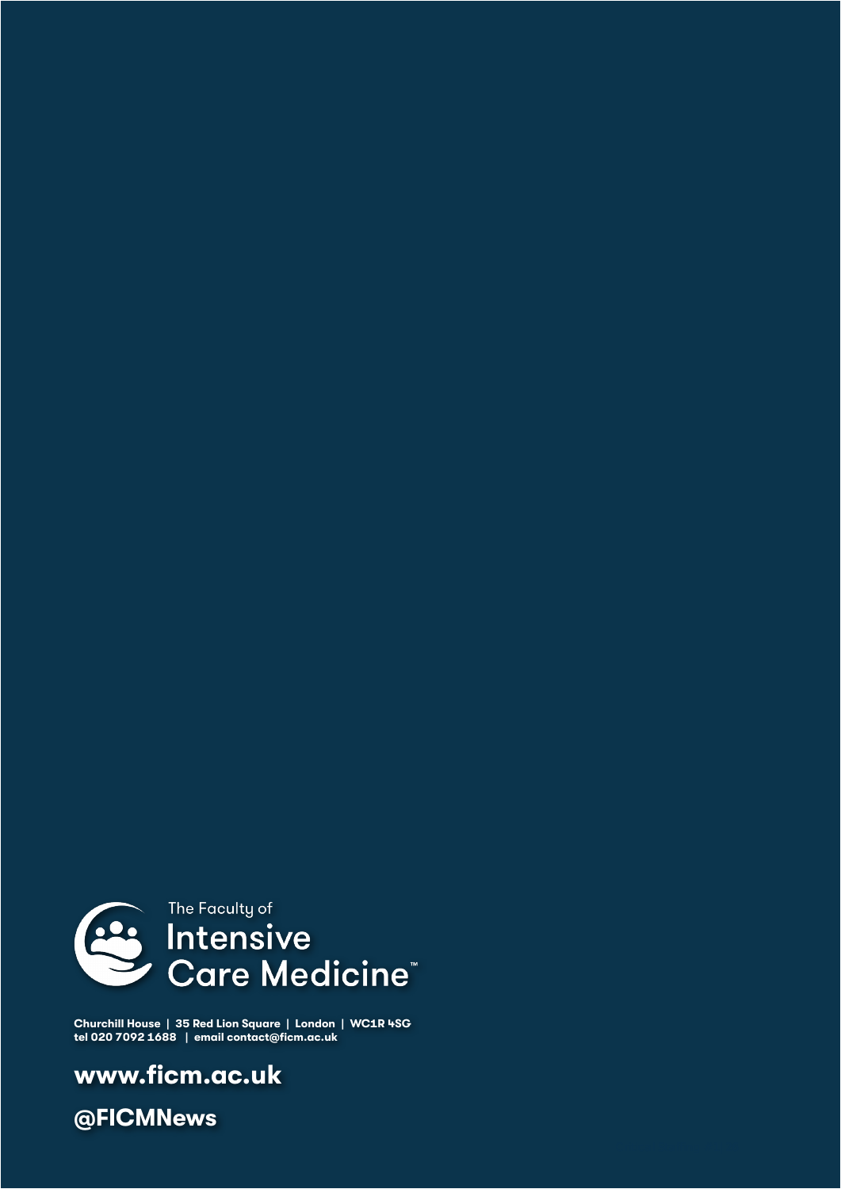The Faculty of
Intensive
Care Medicine™

Churchill House | 35 Red Lion Square | London | WC1R 4SG
tel 020 7092 1688 | email contact@ficm.ac.uk

**www.ficm.ac.uk**

**@FICMNews**